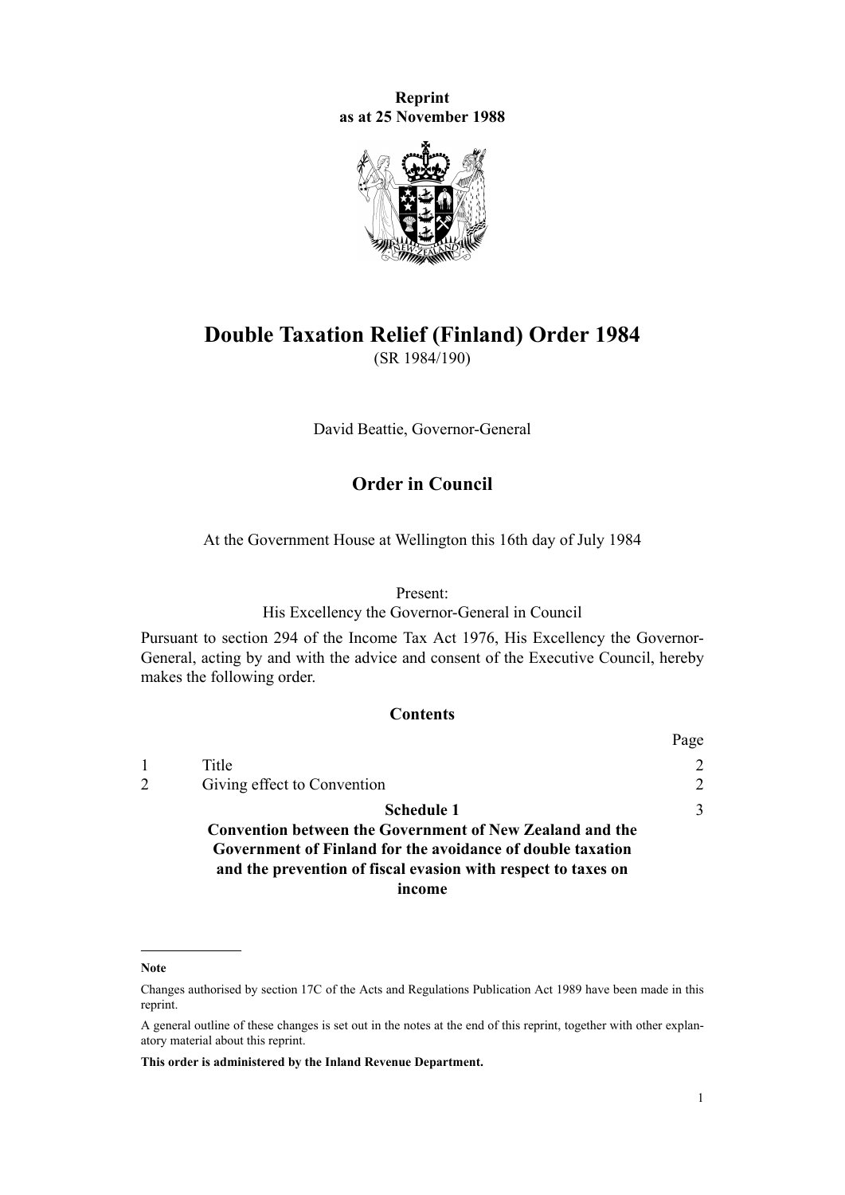**Reprint as at 25 November 1988**

# Double Taxation Relief (Finland) Order 1984

(SR 1984/190)

David Beattie, Governor-General

## Order in Council

At the Government House at Wellington this 16th day of July 1984

Present:
His Excellency the Governor-General in Council

Pursuant to section 294 of the Income Tax Act 1976, His Excellency the Governor-General, acting by and with the advice and consent of the Executive Council, hereby makes the following order.

### Contents

| | | Page |
|---|---|---|
| 1 | Title | 2 |
| 2 | Giving effect to Convention | 2 |
| | **Schedule 1** **Convention between the Government of New Zealand and the Government of Finland for the avoidance of double taxation and the prevention of fiscal evasion with respect to taxes on income** | 3 |

---

**Note**

Changes authorised by section 17C of the Acts and Regulations Publication Act 1989 have been made in this reprint.

A general outline of these changes is set out in the notes at the end of this reprint, together with other explanatory material about this reprint.

**This order is administered by the Inland Revenue Department.**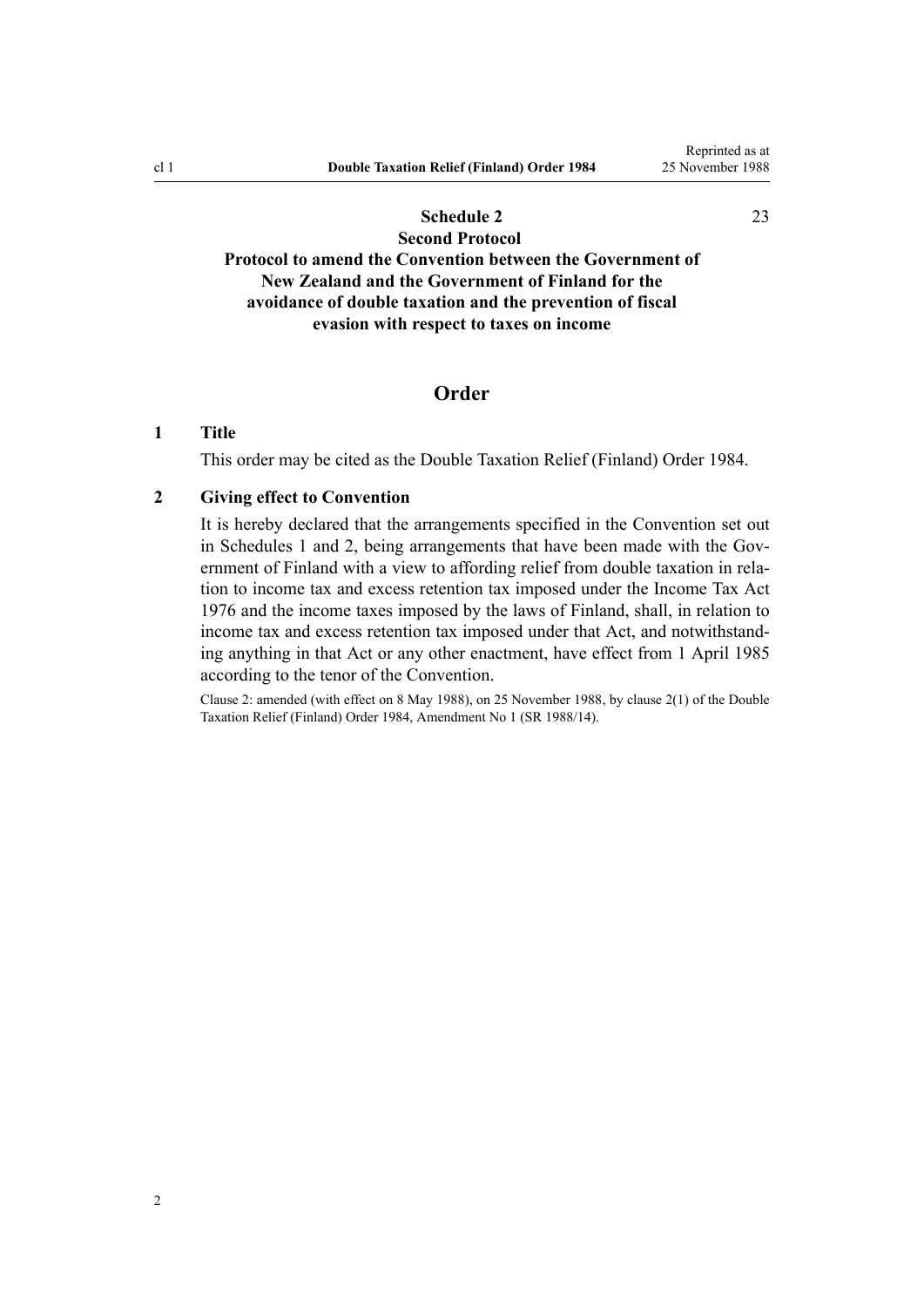**Schedule 2** 23

**Second Protocol**

**Protocol to amend the Convention between the Government of New Zealand and the Government of Finland for the avoidance of double taxation and the prevention of fiscal evasion with respect to taxes on income**

## Order

### 1 Title

This order may be cited as the Double Taxation Relief (Finland) Order 1984.

### 2 Giving effect to Convention

It is hereby declared that the arrangements specified in the Convention set out in Schedules 1 and 2, being arrangements that have been made with the Government of Finland with a view to affording relief from double taxation in relation to income tax and excess retention tax imposed under the Income Tax Act 1976 and the income taxes imposed by the laws of Finland, shall, in relation to income tax and excess retention tax imposed under that Act, and notwithstanding anything in that Act or any other enactment, have effect from 1 April 1985 according to the tenor of the Convention.

Clause 2: amended (with effect on 8 May 1988), on 25 November 1988, by clause 2(1) of the Double Taxation Relief (Finland) Order 1984, Amendment No 1 (SR 1988/14).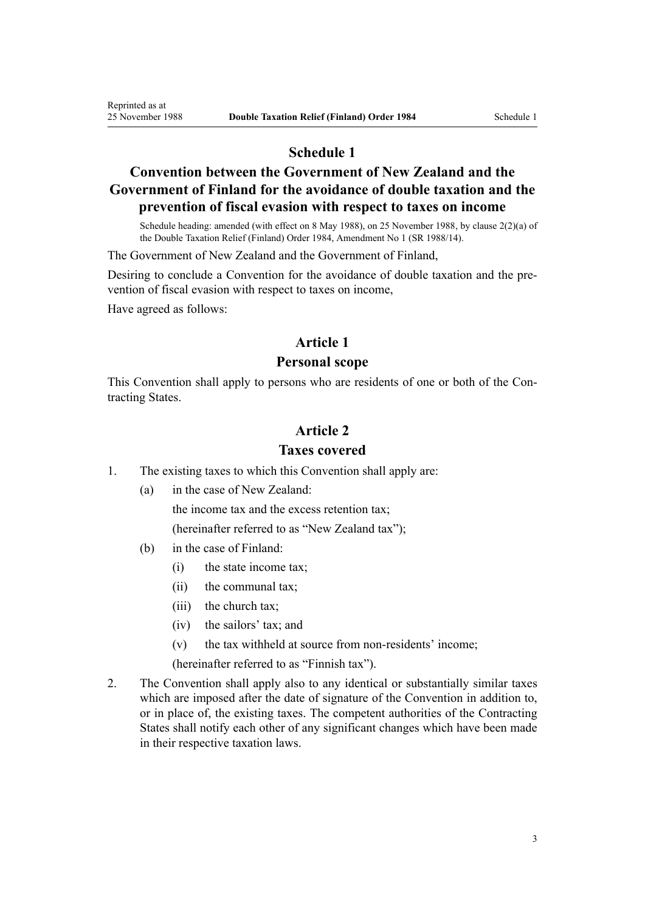# Schedule 1

## Convention between the Government of New Zealand and the Government of Finland for the avoidance of double taxation and the prevention of fiscal evasion with respect to taxes on income

Schedule heading: amended (with effect on 8 May 1988), on 25 November 1988, by clause 2(2)(a) of the Double Taxation Relief (Finland) Order 1984, Amendment No 1 (SR 1988/14).

The Government of New Zealand and the Government of Finland,

Desiring to conclude a Convention for the avoidance of double taxation and the prevention of fiscal evasion with respect to taxes on income,

Have agreed as follows:

### Article 1

### Personal scope

This Convention shall apply to persons who are residents of one or both of the Contracting States.

### Article 2

### Taxes covered

1. The existing taxes to which this Convention shall apply are:
   - (a) in the case of New Zealand:

     the income tax and the excess retention tax;

     (hereinafter referred to as "New Zealand tax");
   - (b) in the case of Finland:
     - (i) the state income tax;
     - (ii) the communal tax;
     - (iii) the church tax;
     - (iv) the sailors' tax; and
     - (v) the tax withheld at source from non-residents' income;

     (hereinafter referred to as "Finnish tax").
2. The Convention shall apply also to any identical or substantially similar taxes which are imposed after the date of signature of the Convention in addition to, or in place of, the existing taxes. The competent authorities of the Contracting States shall notify each other of any significant changes which have been made in their respective taxation laws.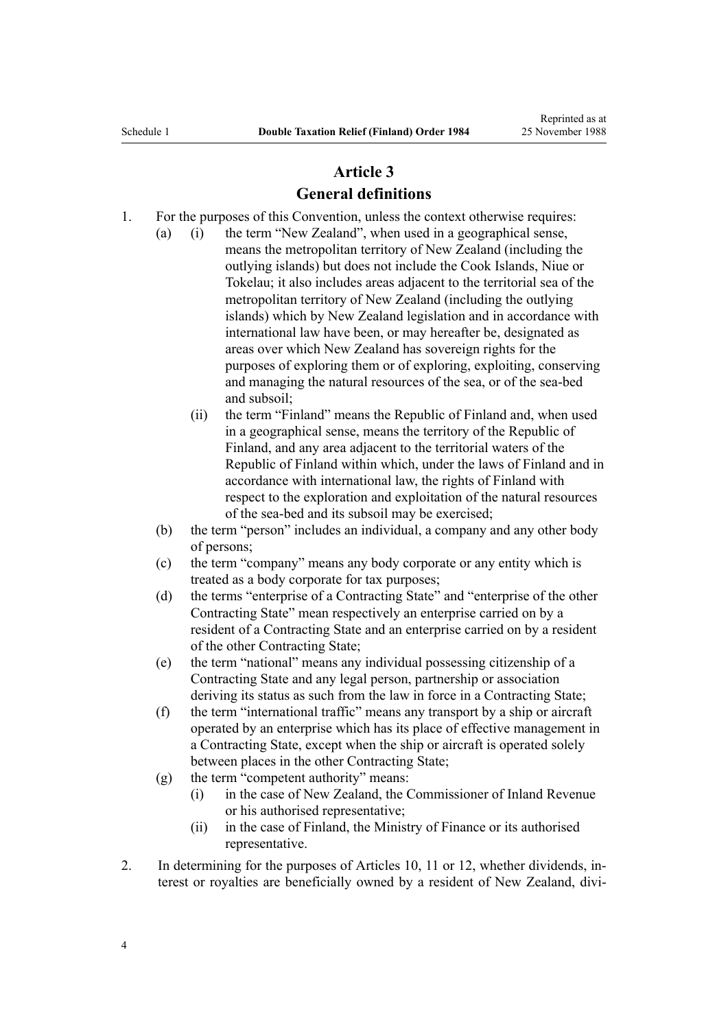## Article 3
## General definitions

1. For the purposes of this Convention, unless the context otherwise requires:
   - (a) (i) the term "New Zealand", when used in a geographical sense, means the metropolitan territory of New Zealand (including the outlying islands) but does not include the Cook Islands, Niue or Tokelau; it also includes areas adjacent to the territorial sea of the metropolitan territory of New Zealand (including the outlying islands) which by New Zealand legislation and in accordance with international law have been, or may hereafter be, designated as areas over which New Zealand has sovereign rights for the purposes of exploring them or of exploring, exploiting, conserving and managing the natural resources of the sea, or of the sea-bed and subsoil;
     - (ii) the term "Finland" means the Republic of Finland and, when used in a geographical sense, means the territory of the Republic of Finland, and any area adjacent to the territorial waters of the Republic of Finland within which, under the laws of Finland and in accordance with international law, the rights of Finland with respect to the exploration and exploitation of the natural resources of the sea-bed and its subsoil may be exercised;
   - (b) the term "person" includes an individual, a company and any other body of persons;
   - (c) the term "company" means any body corporate or any entity which is treated as a body corporate for tax purposes;
   - (d) the terms "enterprise of a Contracting State" and "enterprise of the other Contracting State" mean respectively an enterprise carried on by a resident of a Contracting State and an enterprise carried on by a resident of the other Contracting State;
   - (e) the term "national" means any individual possessing citizenship of a Contracting State and any legal person, partnership or association deriving its status as such from the law in force in a Contracting State;
   - (f) the term "international traffic" means any transport by a ship or aircraft operated by an enterprise which has its place of effective management in a Contracting State, except when the ship or aircraft is operated solely between places in the other Contracting State;
   - (g) the term "competent authority" means:
     - (i) in the case of New Zealand, the Commissioner of Inland Revenue or his authorised representative;
     - (ii) in the case of Finland, the Ministry of Finance or its authorised representative.
2. In determining for the purposes of Articles 10, 11 or 12, whether dividends, interest or royalties are beneficially owned by a resident of New Zealand, divi-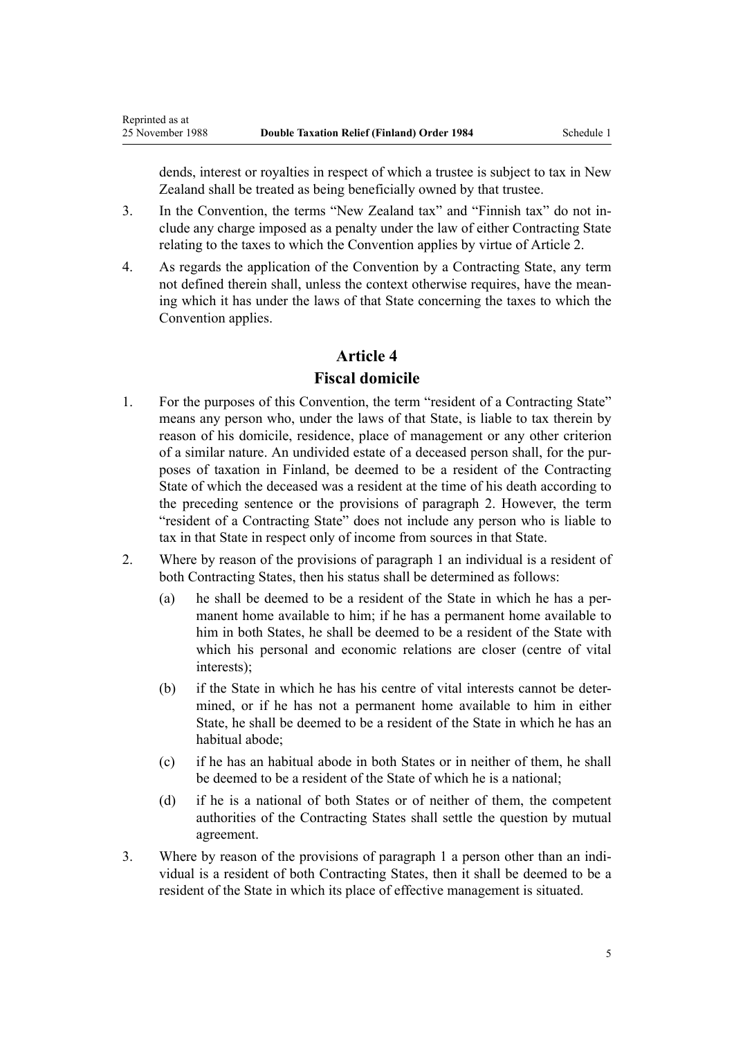dends, interest or royalties in respect of which a trustee is subject to tax in New Zealand shall be treated as being beneficially owned by that trustee.

3. In the Convention, the terms "New Zealand tax" and "Finnish tax" do not include any charge imposed as a penalty under the law of either Contracting State relating to the taxes to which the Convention applies by virtue of Article 2.

4. As regards the application of the Convention by a Contracting State, any term not defined therein shall, unless the context otherwise requires, have the meaning which it has under the laws of that State concerning the taxes to which the Convention applies.

## Article 4

## Fiscal domicile

1. For the purposes of this Convention, the term "resident of a Contracting State" means any person who, under the laws of that State, is liable to tax therein by reason of his domicile, residence, place of management or any other criterion of a similar nature. An undivided estate of a deceased person shall, for the purposes of taxation in Finland, be deemed to be a resident of the Contracting State of which the deceased was a resident at the time of his death according to the preceding sentence or the provisions of paragraph 2. However, the term "resident of a Contracting State" does not include any person who is liable to tax in that State in respect only of income from sources in that State.

2. Where by reason of the provisions of paragraph 1 an individual is a resident of both Contracting States, then his status shall be determined as follows:

   (a) he shall be deemed to be a resident of the State in which he has a permanent home available to him; if he has a permanent home available to him in both States, he shall be deemed to be a resident of the State with which his personal and economic relations are closer (centre of vital interests);

   (b) if the State in which he has his centre of vital interests cannot be determined, or if he has not a permanent home available to him in either State, he shall be deemed to be a resident of the State in which he has an habitual abode;

   (c) if he has an habitual abode in both States or in neither of them, he shall be deemed to be a resident of the State of which he is a national;

   (d) if he is a national of both States or of neither of them, the competent authorities of the Contracting States shall settle the question by mutual agreement.

3. Where by reason of the provisions of paragraph 1 a person other than an individual is a resident of both Contracting States, then it shall be deemed to be a resident of the State in which its place of effective management is situated.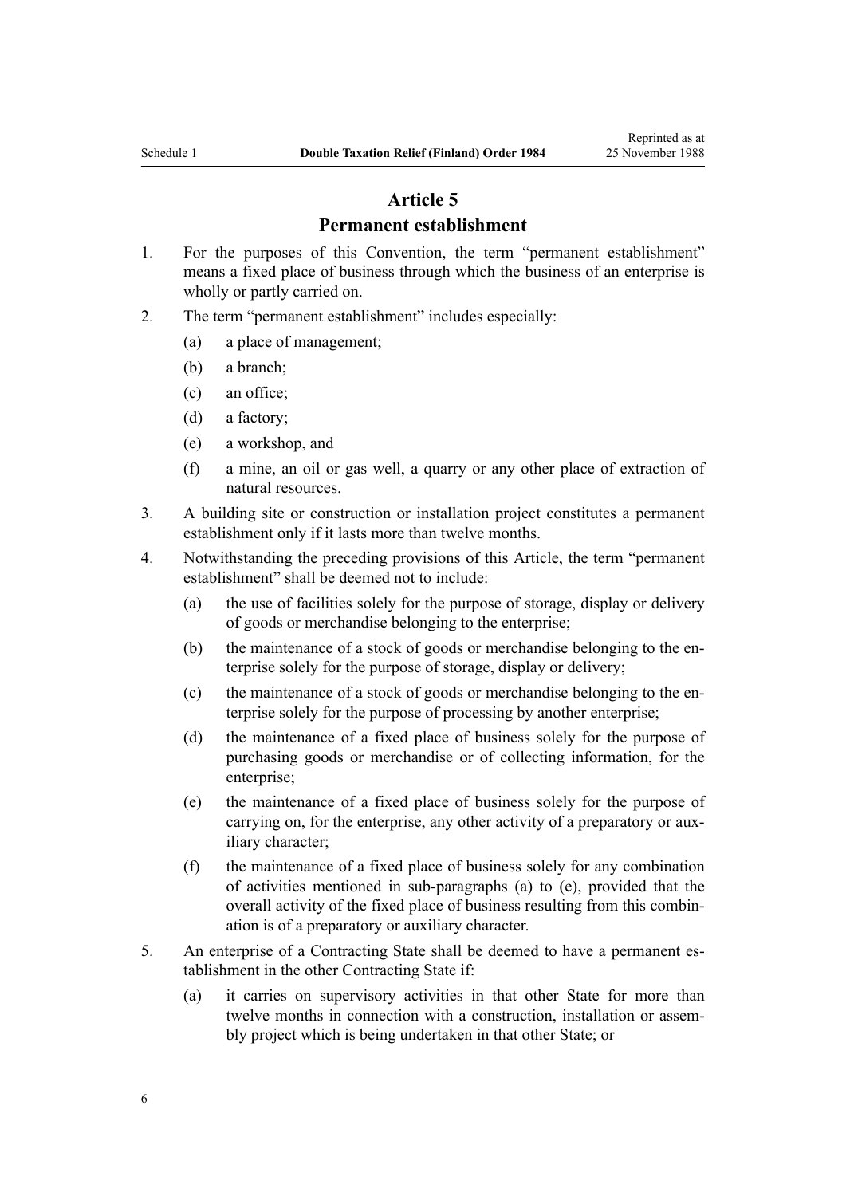## Article 5
## Permanent establishment

1. For the purposes of this Convention, the term "permanent establishment" means a fixed place of business through which the business of an enterprise is wholly or partly carried on.
2. The term "permanent establishment" includes especially:
   - (a) a place of management;
   - (b) a branch;
   - (c) an office;
   - (d) a factory;
   - (e) a workshop, and
   - (f) a mine, an oil or gas well, a quarry or any other place of extraction of natural resources.
3. A building site or construction or installation project constitutes a permanent establishment only if it lasts more than twelve months.
4. Notwithstanding the preceding provisions of this Article, the term "permanent establishment" shall be deemed not to include:
   - (a) the use of facilities solely for the purpose of storage, display or delivery of goods or merchandise belonging to the enterprise;
   - (b) the maintenance of a stock of goods or merchandise belonging to the enterprise solely for the purpose of storage, display or delivery;
   - (c) the maintenance of a stock of goods or merchandise belonging to the enterprise solely for the purpose of processing by another enterprise;
   - (d) the maintenance of a fixed place of business solely for the purpose of purchasing goods or merchandise or of collecting information, for the enterprise;
   - (e) the maintenance of a fixed place of business solely for the purpose of carrying on, for the enterprise, any other activity of a preparatory or auxiliary character;
   - (f) the maintenance of a fixed place of business solely for any combination of activities mentioned in sub-paragraphs (a) to (e), provided that the overall activity of the fixed place of business resulting from this combination is of a preparatory or auxiliary character.
5. An enterprise of a Contracting State shall be deemed to have a permanent establishment in the other Contracting State if:
   - (a) it carries on supervisory activities in that other State for more than twelve months in connection with a construction, installation or assembly project which is being undertaken in that other State; or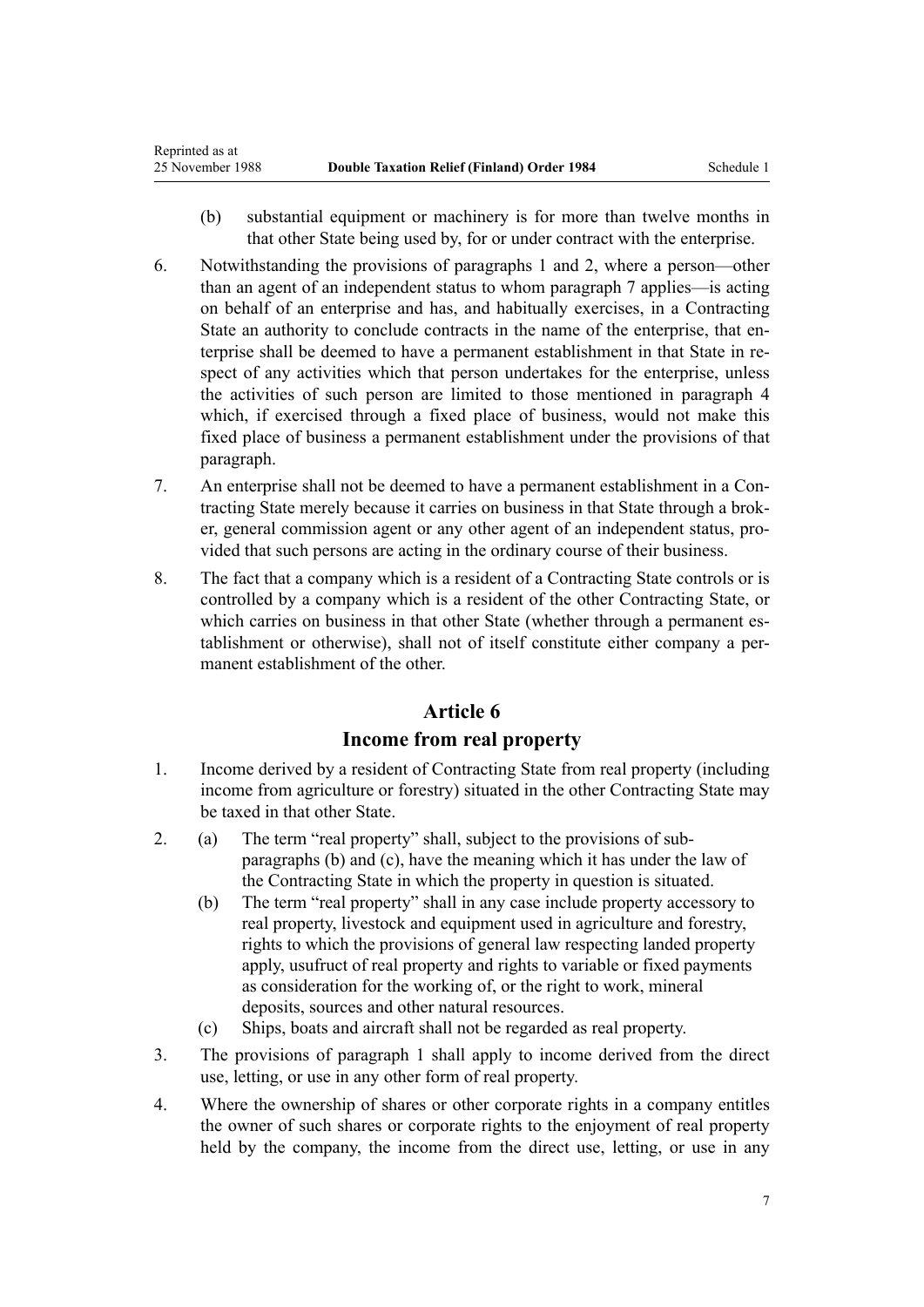(b) substantial equipment or machinery is for more than twelve months in that other State being used by, for or under contract with the enterprise.

6. Notwithstanding the provisions of paragraphs 1 and 2, where a person—other than an agent of an independent status to whom paragraph 7 applies—is acting on behalf of an enterprise and has, and habitually exercises, in a Contracting State an authority to conclude contracts in the name of the enterprise, that enterprise shall be deemed to have a permanent establishment in that State in respect of any activities which that person undertakes for the enterprise, unless the activities of such person are limited to those mentioned in paragraph 4 which, if exercised through a fixed place of business, would not make this fixed place of business a permanent establishment under the provisions of that paragraph.

7. An enterprise shall not be deemed to have a permanent establishment in a Contracting State merely because it carries on business in that State through a broker, general commission agent or any other agent of an independent status, provided that such persons are acting in the ordinary course of their business.

8. The fact that a company which is a resident of a Contracting State controls or is controlled by a company which is a resident of the other Contracting State, or which carries on business in that other State (whether through a permanent establishment or otherwise), shall not of itself constitute either company a permanent establishment of the other.

## Article 6
## Income from real property

1. Income derived by a resident of Contracting State from real property (including income from agriculture or forestry) situated in the other Contracting State may be taxed in that other State.

2. (a) The term "real property" shall, subject to the provisions of sub-paragraphs (b) and (c), have the meaning which it has under the law of the Contracting State in which the property in question is situated.
   (b) The term "real property" shall in any case include property accessory to real property, livestock and equipment used in agriculture and forestry, rights to which the provisions of general law respecting landed property apply, usufruct of real property and rights to variable or fixed payments as consideration for the working of, or the right to work, mineral deposits, sources and other natural resources.
   (c) Ships, boats and aircraft shall not be regarded as real property.

3. The provisions of paragraph 1 shall apply to income derived from the direct use, letting, or use in any other form of real property.

4. Where the ownership of shares or other corporate rights in a company entitles the owner of such shares or corporate rights to the enjoyment of real property held by the company, the income from the direct use, letting, or use in any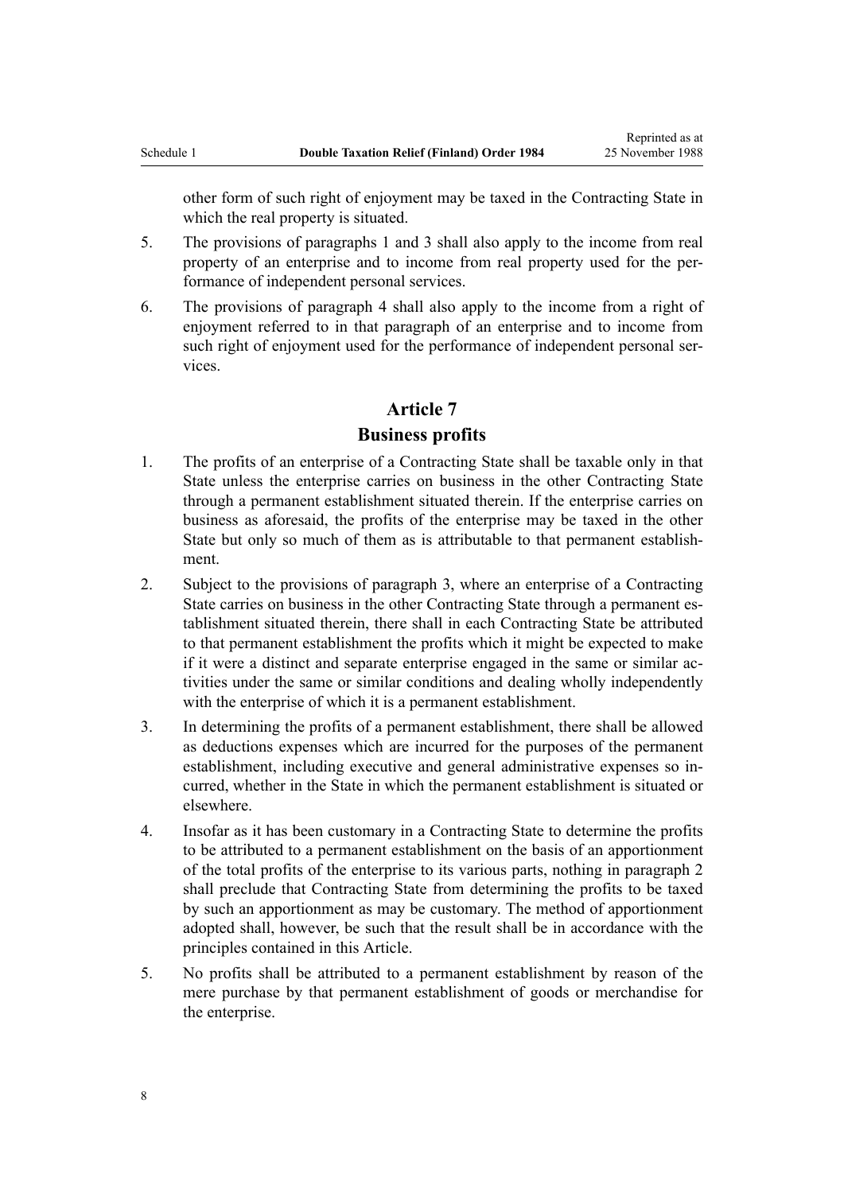other form of such right of enjoyment may be taxed in the Contracting State in which the real property is situated.

5. The provisions of paragraphs 1 and 3 shall also apply to the income from real property of an enterprise and to income from real property used for the performance of independent personal services.

6. The provisions of paragraph 4 shall also apply to the income from a right of enjoyment referred to in that paragraph of an enterprise and to income from such right of enjoyment used for the performance of independent personal services.

## Article 7
## Business profits

1. The profits of an enterprise of a Contracting State shall be taxable only in that State unless the enterprise carries on business in the other Contracting State through a permanent establishment situated therein. If the enterprise carries on business as aforesaid, the profits of the enterprise may be taxed in the other State but only so much of them as is attributable to that permanent establishment.

2. Subject to the provisions of paragraph 3, where an enterprise of a Contracting State carries on business in the other Contracting State through a permanent establishment situated therein, there shall in each Contracting State be attributed to that permanent establishment the profits which it might be expected to make if it were a distinct and separate enterprise engaged in the same or similar activities under the same or similar conditions and dealing wholly independently with the enterprise of which it is a permanent establishment.

3. In determining the profits of a permanent establishment, there shall be allowed as deductions expenses which are incurred for the purposes of the permanent establishment, including executive and general administrative expenses so incurred, whether in the State in which the permanent establishment is situated or elsewhere.

4. Insofar as it has been customary in a Contracting State to determine the profits to be attributed to a permanent establishment on the basis of an apportionment of the total profits of the enterprise to its various parts, nothing in paragraph 2 shall preclude that Contracting State from determining the profits to be taxed by such an apportionment as may be customary. The method of apportionment adopted shall, however, be such that the result shall be in accordance with the principles contained in this Article.

5. No profits shall be attributed to a permanent establishment by reason of the mere purchase by that permanent establishment of goods or merchandise for the enterprise.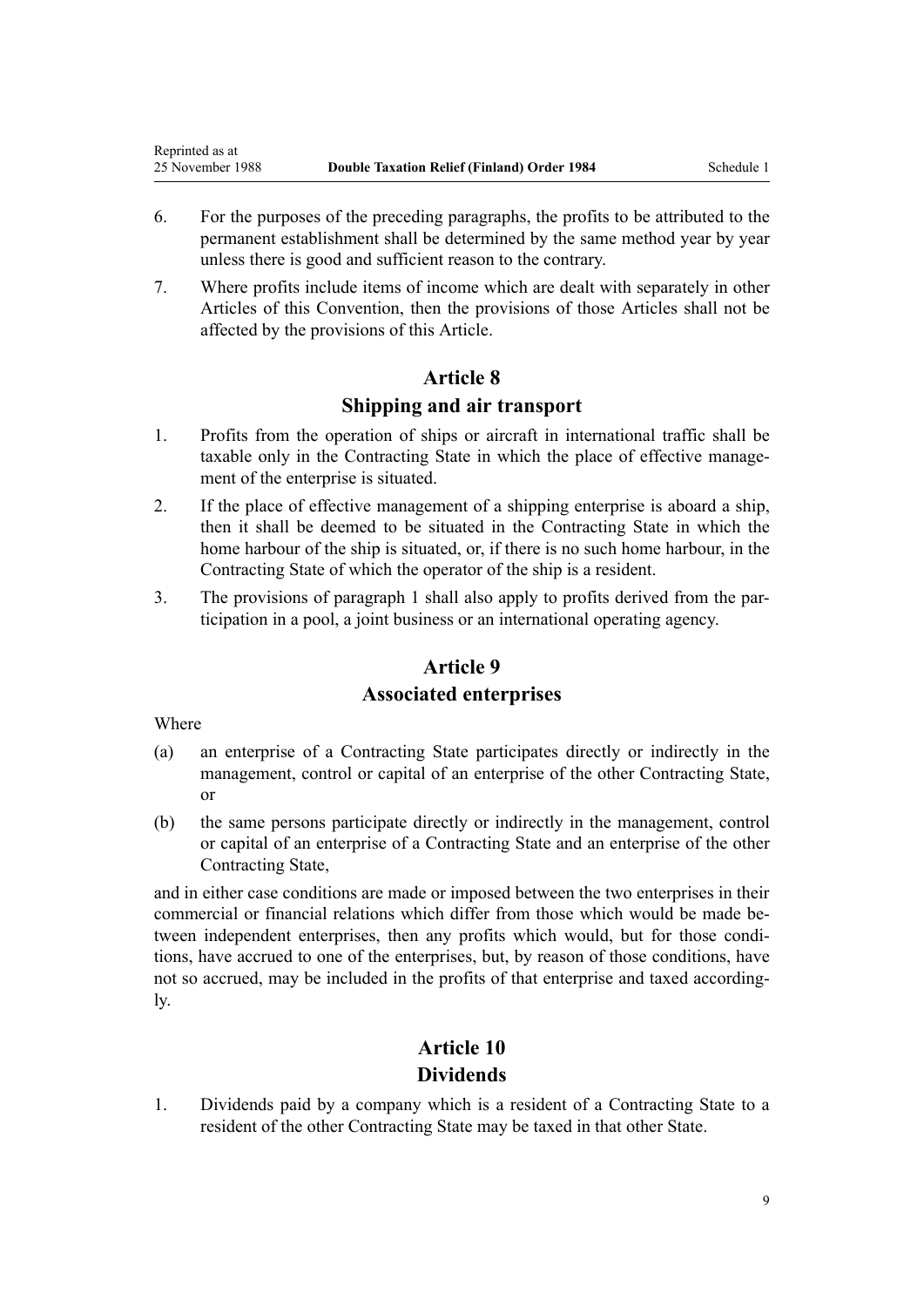6. For the purposes of the preceding paragraphs, the profits to be attributed to the permanent establishment shall be determined by the same method year by year unless there is good and sufficient reason to the contrary.
7. Where profits include items of income which are dealt with separately in other Articles of this Convention, then the provisions of those Articles shall not be affected by the provisions of this Article.

## Article 8
## Shipping and air transport

1. Profits from the operation of ships or aircraft in international traffic shall be taxable only in the Contracting State in which the place of effective management of the enterprise is situated.
2. If the place of effective management of a shipping enterprise is aboard a ship, then it shall be deemed to be situated in the Contracting State in which the home harbour of the ship is situated, or, if there is no such home harbour, in the Contracting State of which the operator of the ship is a resident.
3. The provisions of paragraph 1 shall also apply to profits derived from the participation in a pool, a joint business or an international operating agency.

## Article 9
## Associated enterprises

Where

(a) an enterprise of a Contracting State participates directly or indirectly in the management, control or capital of an enterprise of the other Contracting State, or

(b) the same persons participate directly or indirectly in the management, control or capital of an enterprise of a Contracting State and an enterprise of the other Contracting State,

and in either case conditions are made or imposed between the two enterprises in their commercial or financial relations which differ from those which would be made between independent enterprises, then any profits which would, but for those conditions, have accrued to one of the enterprises, but, by reason of those conditions, have not so accrued, may be included in the profits of that enterprise and taxed accordingly.

## Article 10
## Dividends

1. Dividends paid by a company which is a resident of a Contracting State to a resident of the other Contracting State may be taxed in that other State.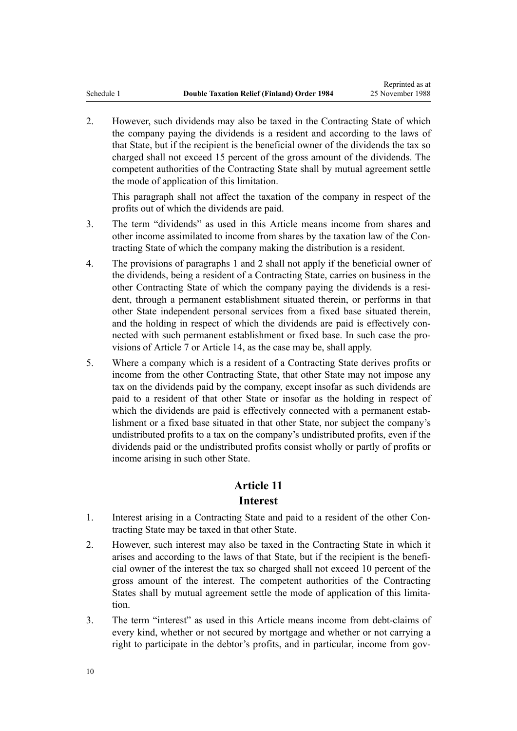2. However, such dividends may also be taxed in the Contracting State of which the company paying the dividends is a resident and according to the laws of that State, but if the recipient is the beneficial owner of the dividends the tax so charged shall not exceed 15 percent of the gross amount of the dividends. The competent authorities of the Contracting State shall by mutual agreement settle the mode of application of this limitation.

   This paragraph shall not affect the taxation of the company in respect of the profits out of which the dividends are paid.

3. The term "dividends" as used in this Article means income from shares and other income assimilated to income from shares by the taxation law of the Contracting State of which the company making the distribution is a resident.

4. The provisions of paragraphs 1 and 2 shall not apply if the beneficial owner of the dividends, being a resident of a Contracting State, carries on business in the other Contracting State of which the company paying the dividends is a resident, through a permanent establishment situated therein, or performs in that other State independent personal services from a fixed base situated therein, and the holding in respect of which the dividends are paid is effectively connected with such permanent establishment or fixed base. In such case the provisions of Article 7 or Article 14, as the case may be, shall apply.

5. Where a company which is a resident of a Contracting State derives profits or income from the other Contracting State, that other State may not impose any tax on the dividends paid by the company, except insofar as such dividends are paid to a resident of that other State or insofar as the holding in respect of which the dividends are paid is effectively connected with a permanent establishment or a fixed base situated in that other State, nor subject the company's undistributed profits to a tax on the company's undistributed profits, even if the dividends paid or the undistributed profits consist wholly or partly of profits or income arising in such other State.

## Article 11
## Interest

1. Interest arising in a Contracting State and paid to a resident of the other Contracting State may be taxed in that other State.

2. However, such interest may also be taxed in the Contracting State in which it arises and according to the laws of that State, but if the recipient is the beneficial owner of the interest the tax so charged shall not exceed 10 percent of the gross amount of the interest. The competent authorities of the Contracting States shall by mutual agreement settle the mode of application of this limitation.

3. The term "interest" as used in this Article means income from debt-claims of every kind, whether or not secured by mortgage and whether or not carrying a right to participate in the debtor's profits, and in particular, income from gov-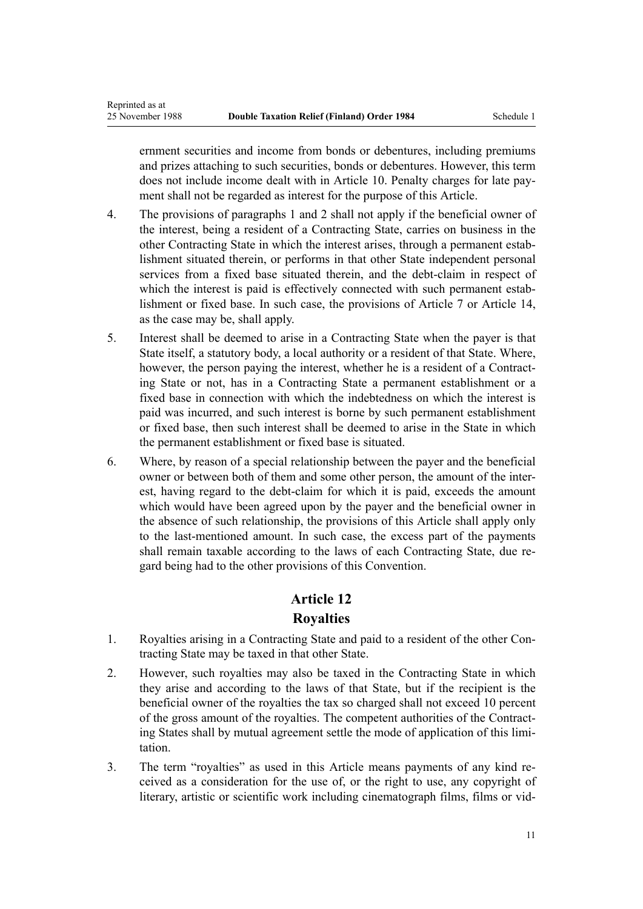ernment securities and income from bonds or debentures, including premiums and prizes attaching to such securities, bonds or debentures. However, this term does not include income dealt with in Article 10. Penalty charges for late payment shall not be regarded as interest for the purpose of this Article.

4. The provisions of paragraphs 1 and 2 shall not apply if the beneficial owner of the interest, being a resident of a Contracting State, carries on business in the other Contracting State in which the interest arises, through a permanent establishment situated therein, or performs in that other State independent personal services from a fixed base situated therein, and the debt-claim in respect of which the interest is paid is effectively connected with such permanent establishment or fixed base. In such case, the provisions of Article 7 or Article 14, as the case may be, shall apply.

5. Interest shall be deemed to arise in a Contracting State when the payer is that State itself, a statutory body, a local authority or a resident of that State. Where, however, the person paying the interest, whether he is a resident of a Contracting State or not, has in a Contracting State a permanent establishment or a fixed base in connection with which the indebtedness on which the interest is paid was incurred, and such interest is borne by such permanent establishment or fixed base, then such interest shall be deemed to arise in the State in which the permanent establishment or fixed base is situated.

6. Where, by reason of a special relationship between the payer and the beneficial owner or between both of them and some other person, the amount of the interest, having regard to the debt-claim for which it is paid, exceeds the amount which would have been agreed upon by the payer and the beneficial owner in the absence of such relationship, the provisions of this Article shall apply only to the last-mentioned amount. In such case, the excess part of the payments shall remain taxable according to the laws of each Contracting State, due regard being had to the other provisions of this Convention.

## Article 12
## Royalties

1. Royalties arising in a Contracting State and paid to a resident of the other Contracting State may be taxed in that other State.

2. However, such royalties may also be taxed in the Contracting State in which they arise and according to the laws of that State, but if the recipient is the beneficial owner of the royalties the tax so charged shall not exceed 10 percent of the gross amount of the royalties. The competent authorities of the Contracting States shall by mutual agreement settle the mode of application of this limitation.

3. The term "royalties" as used in this Article means payments of any kind received as a consideration for the use of, or the right to use, any copyright of literary, artistic or scientific work including cinematograph films, films or vid-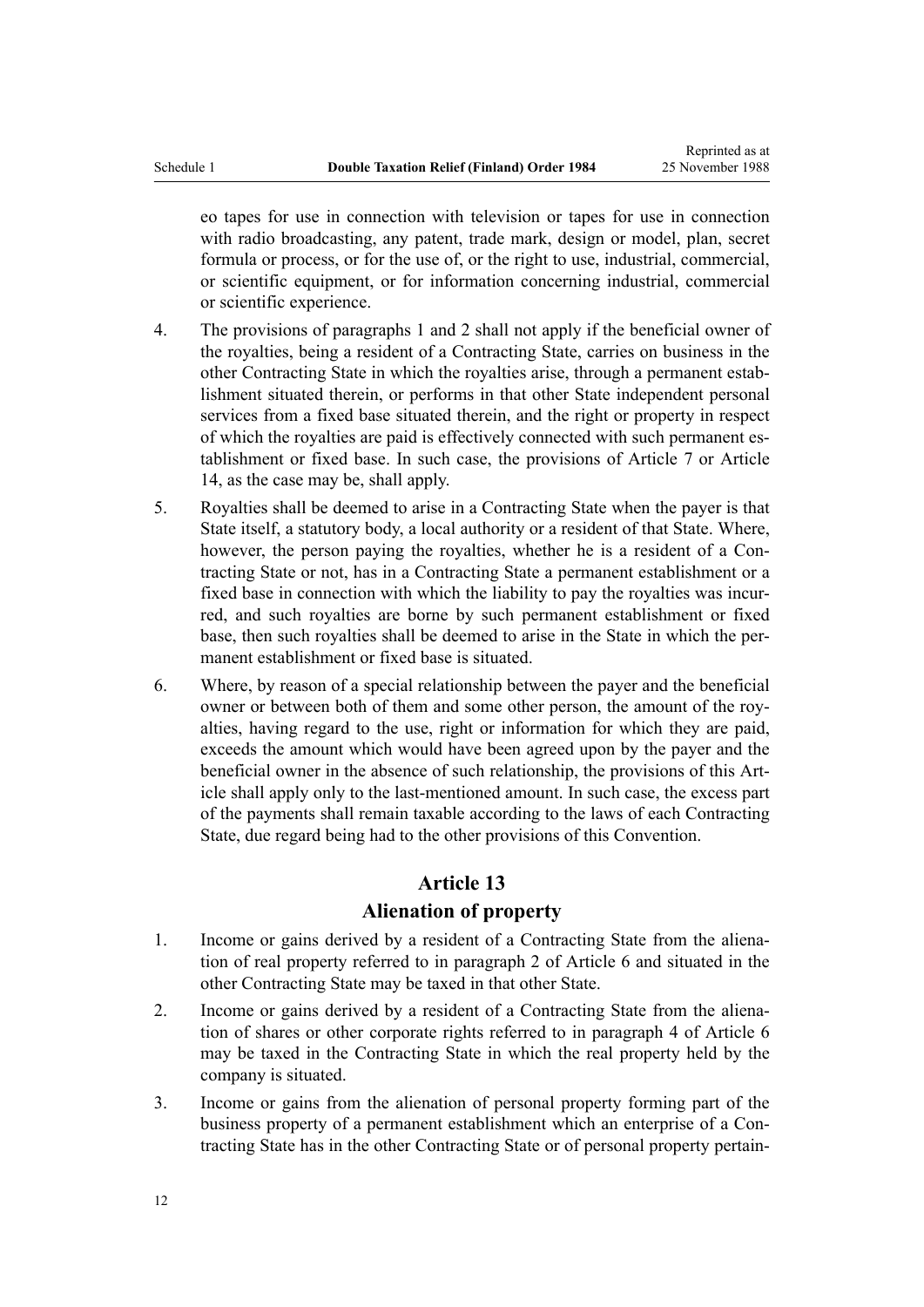eo tapes for use in connection with television or tapes for use in connection with radio broadcasting, any patent, trade mark, design or model, plan, secret formula or process, or for the use of, or the right to use, industrial, commercial, or scientific equipment, or for information concerning industrial, commercial or scientific experience.

4. The provisions of paragraphs 1 and 2 shall not apply if the beneficial owner of the royalties, being a resident of a Contracting State, carries on business in the other Contracting State in which the royalties arise, through a permanent establishment situated therein, or performs in that other State independent personal services from a fixed base situated therein, and the right or property in respect of which the royalties are paid is effectively connected with such permanent establishment or fixed base. In such case, the provisions of Article 7 or Article 14, as the case may be, shall apply.

5. Royalties shall be deemed to arise in a Contracting State when the payer is that State itself, a statutory body, a local authority or a resident of that State. Where, however, the person paying the royalties, whether he is a resident of a Contracting State or not, has in a Contracting State a permanent establishment or a fixed base in connection with which the liability to pay the royalties was incurred, and such royalties are borne by such permanent establishment or fixed base, then such royalties shall be deemed to arise in the State in which the permanent establishment or fixed base is situated.

6. Where, by reason of a special relationship between the payer and the beneficial owner or between both of them and some other person, the amount of the royalties, having regard to the use, right or information for which they are paid, exceeds the amount which would have been agreed upon by the payer and the beneficial owner in the absence of such relationship, the provisions of this Article shall apply only to the last-mentioned amount. In such case, the excess part of the payments shall remain taxable according to the laws of each Contracting State, due regard being had to the other provisions of this Convention.

## Article 13

## Alienation of property

1. Income or gains derived by a resident of a Contracting State from the alienation of real property referred to in paragraph 2 of Article 6 and situated in the other Contracting State may be taxed in that other State.

2. Income or gains derived by a resident of a Contracting State from the alienation of shares or other corporate rights referred to in paragraph 4 of Article 6 may be taxed in the Contracting State in which the real property held by the company is situated.

3. Income or gains from the alienation of personal property forming part of the business property of a permanent establishment which an enterprise of a Contracting State has in the other Contracting State or of personal property pertain-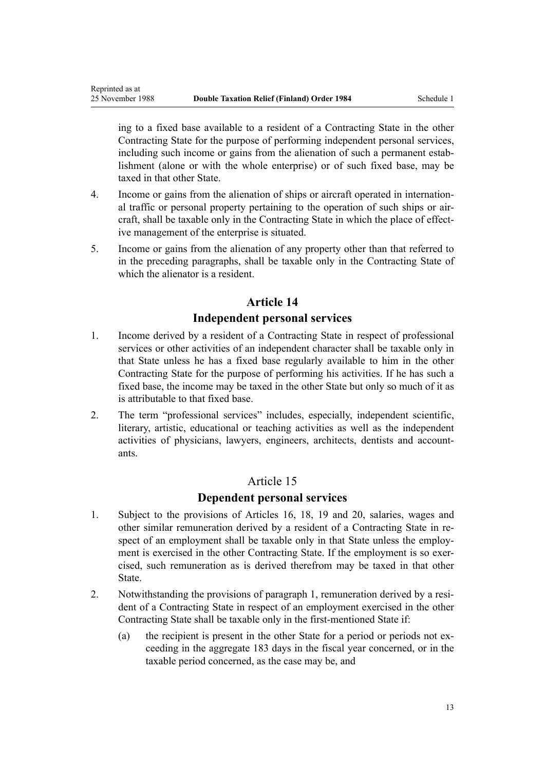ing to a fixed base available to a resident of a Contracting State in the other Contracting State for the purpose of performing independent personal services, including such income or gains from the alienation of such a permanent establishment (alone or with the whole enterprise) or of such fixed base, may be taxed in that other State.

4. Income or gains from the alienation of ships or aircraft operated in international traffic or personal property pertaining to the operation of such ships or aircraft, shall be taxable only in the Contracting State in which the place of effective management of the enterprise is situated.

5. Income or gains from the alienation of any property other than that referred to in the preceding paragraphs, shall be taxable only in the Contracting State of which the alienator is a resident.

## Article 14
## Independent personal services

1. Income derived by a resident of a Contracting State in respect of professional services or other activities of an independent character shall be taxable only in that State unless he has a fixed base regularly available to him in the other Contracting State for the purpose of performing his activities. If he has such a fixed base, the income may be taxed in the other State but only so much of it as is attributable to that fixed base.

2. The term "professional services" includes, especially, independent scientific, literary, artistic, educational or teaching activities as well as the independent activities of physicians, lawyers, engineers, architects, dentists and accountants.

## Article 15
## Dependent personal services

1. Subject to the provisions of Articles 16, 18, 19 and 20, salaries, wages and other similar remuneration derived by a resident of a Contracting State in respect of an employment shall be taxable only in that State unless the employment is exercised in the other Contracting State. If the employment is so exercised, such remuneration as is derived therefrom may be taxed in that other State.

2. Notwithstanding the provisions of paragraph 1, remuneration derived by a resident of a Contracting State in respect of an employment exercised in the other Contracting State shall be taxable only in the first-mentioned State if:

   (a) the recipient is present in the other State for a period or periods not exceeding in the aggregate 183 days in the fiscal year concerned, or in the taxable period concerned, as the case may be, and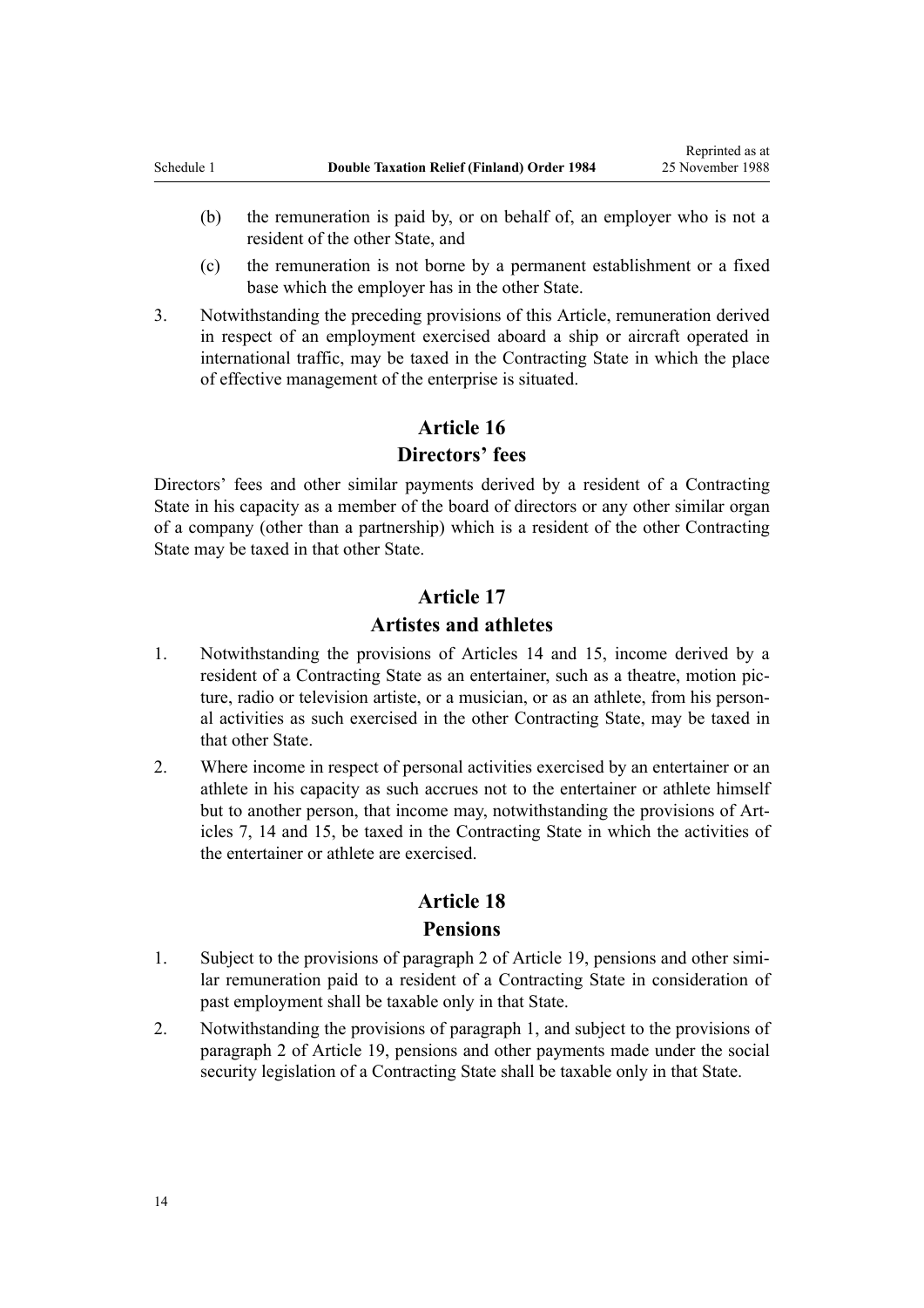(b) the remuneration is paid by, or on behalf of, an employer who is not a resident of the other State, and

(c) the remuneration is not borne by a permanent establishment or a fixed base which the employer has in the other State.

3. Notwithstanding the preceding provisions of this Article, remuneration derived in respect of an employment exercised aboard a ship or aircraft operated in international traffic, may be taxed in the Contracting State in which the place of effective management of the enterprise is situated.

## Article 16

### Directors' fees

Directors' fees and other similar payments derived by a resident of a Contracting State in his capacity as a member of the board of directors or any other similar organ of a company (other than a partnership) which is a resident of the other Contracting State may be taxed in that other State.

## Article 17

### Artistes and athletes

1. Notwithstanding the provisions of Articles 14 and 15, income derived by a resident of a Contracting State as an entertainer, such as a theatre, motion picture, radio or television artiste, or a musician, or as an athlete, from his personal activities as such exercised in the other Contracting State, may be taxed in that other State.

2. Where income in respect of personal activities exercised by an entertainer or an athlete in his capacity as such accrues not to the entertainer or athlete himself but to another person, that income may, notwithstanding the provisions of Articles 7, 14 and 15, be taxed in the Contracting State in which the activities of the entertainer or athlete are exercised.

## Article 18

### Pensions

1. Subject to the provisions of paragraph 2 of Article 19, pensions and other similar remuneration paid to a resident of a Contracting State in consideration of past employment shall be taxable only in that State.

2. Notwithstanding the provisions of paragraph 1, and subject to the provisions of paragraph 2 of Article 19, pensions and other payments made under the social security legislation of a Contracting State shall be taxable only in that State.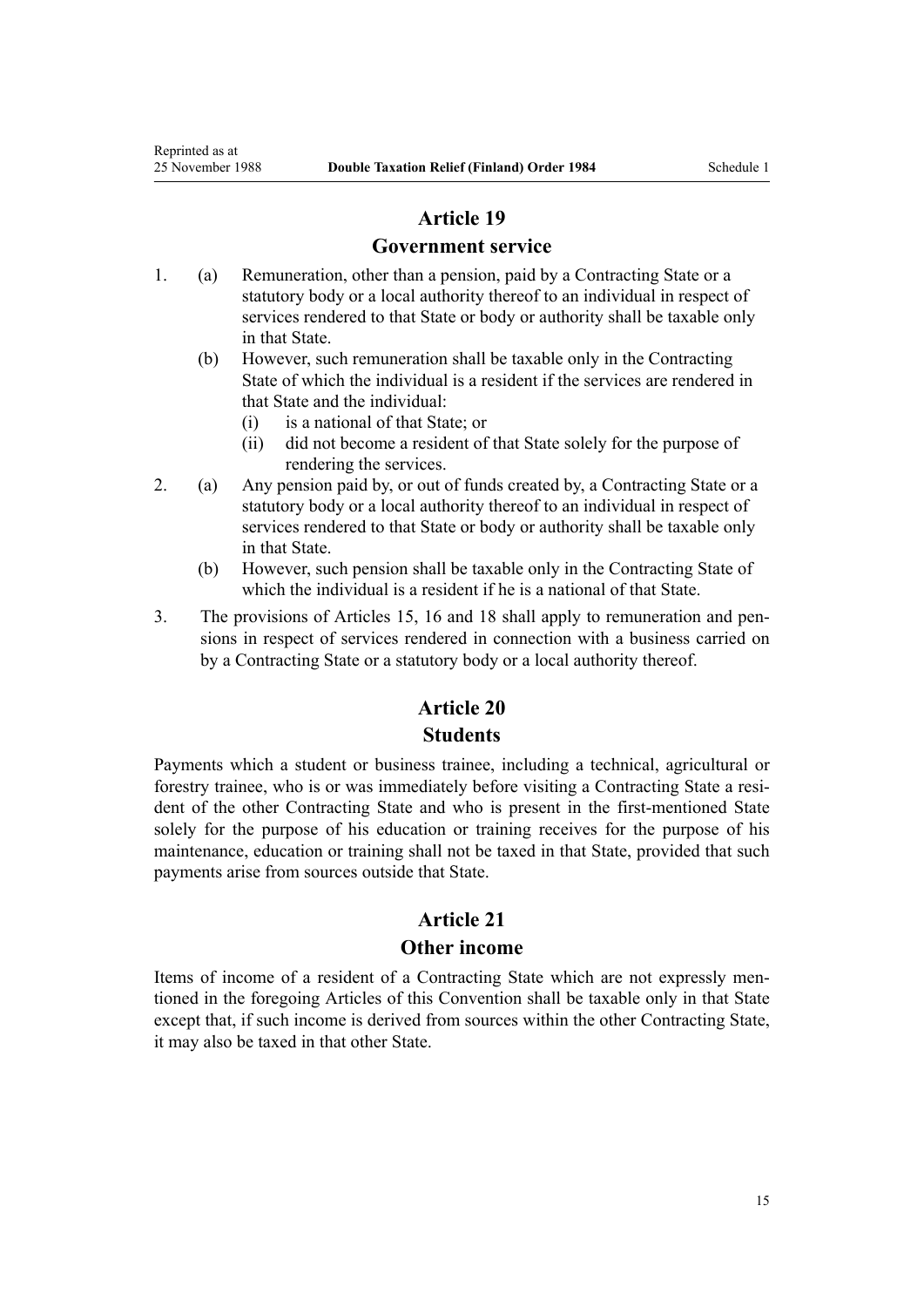## Article 19

## Government service

1. (a) Remuneration, other than a pension, paid by a Contracting State or a statutory body or a local authority thereof to an individual in respect of services rendered to that State or body or authority shall be taxable only in that State.

   (b) However, such remuneration shall be taxable only in the Contracting State of which the individual is a resident if the services are rendered in that State and the individual:

      (i) is a national of that State; or

      (ii) did not become a resident of that State solely for the purpose of rendering the services.

2. (a) Any pension paid by, or out of funds created by, a Contracting State or a statutory body or a local authority thereof to an individual in respect of services rendered to that State or body or authority shall be taxable only in that State.

   (b) However, such pension shall be taxable only in the Contracting State of which the individual is a resident if he is a national of that State.

3. The provisions of Articles 15, 16 and 18 shall apply to remuneration and pensions in respect of services rendered in connection with a business carried on by a Contracting State or a statutory body or a local authority thereof.

## Article 20

## Students

Payments which a student or business trainee, including a technical, agricultural or forestry trainee, who is or was immediately before visiting a Contracting State a resident of the other Contracting State and who is present in the first-mentioned State solely for the purpose of his education or training receives for the purpose of his maintenance, education or training shall not be taxed in that State, provided that such payments arise from sources outside that State.

## Article 21

## Other income

Items of income of a resident of a Contracting State which are not expressly mentioned in the foregoing Articles of this Convention shall be taxable only in that State except that, if such income is derived from sources within the other Contracting State, it may also be taxed in that other State.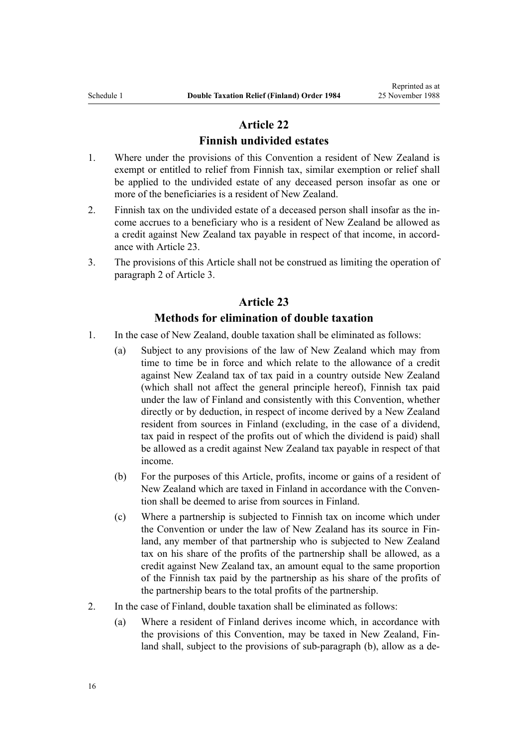## Article 22

### Finnish undivided estates

1. Where under the provisions of this Convention a resident of New Zealand is exempt or entitled to relief from Finnish tax, similar exemption or relief shall be applied to the undivided estate of any deceased person insofar as one or more of the beneficiaries is a resident of New Zealand.
2. Finnish tax on the undivided estate of a deceased person shall insofar as the income accrues to a beneficiary who is a resident of New Zealand be allowed as a credit against New Zealand tax payable in respect of that income, in accordance with Article 23.
3. The provisions of this Article shall not be construed as limiting the operation of paragraph 2 of Article 3.

## Article 23

### Methods for elimination of double taxation

1. In the case of New Zealand, double taxation shall be eliminated as follows:
   - (a) Subject to any provisions of the law of New Zealand which may from time to time be in force and which relate to the allowance of a credit against New Zealand tax of tax paid in a country outside New Zealand (which shall not affect the general principle hereof), Finnish tax paid under the law of Finland and consistently with this Convention, whether directly or by deduction, in respect of income derived by a New Zealand resident from sources in Finland (excluding, in the case of a dividend, tax paid in respect of the profits out of which the dividend is paid) shall be allowed as a credit against New Zealand tax payable in respect of that income.
   - (b) For the purposes of this Article, profits, income or gains of a resident of New Zealand which are taxed in Finland in accordance with the Convention shall be deemed to arise from sources in Finland.
   - (c) Where a partnership is subjected to Finnish tax on income which under the Convention or under the law of New Zealand has its source in Finland, any member of that partnership who is subjected to New Zealand tax on his share of the profits of the partnership shall be allowed, as a credit against New Zealand tax, an amount equal to the same proportion of the Finnish tax paid by the partnership as his share of the profits of the partnership bears to the total profits of the partnership.
2. In the case of Finland, double taxation shall be eliminated as follows:
   - (a) Where a resident of Finland derives income which, in accordance with the provisions of this Convention, may be taxed in New Zealand, Finland shall, subject to the provisions of sub-paragraph (b), allow as a de-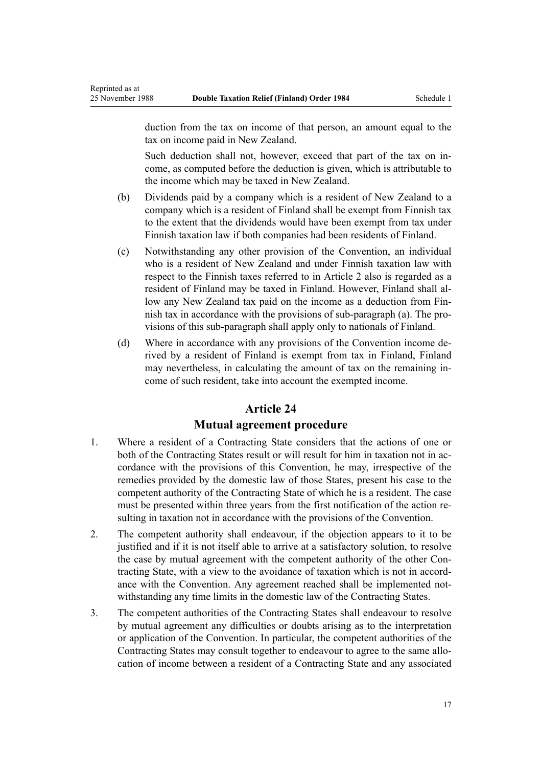duction from the tax on income of that person, an amount equal to the tax on income paid in New Zealand.

Such deduction shall not, however, exceed that part of the tax on income, as computed before the deduction is given, which is attributable to the income which may be taxed in New Zealand.

(b) Dividends paid by a company which is a resident of New Zealand to a company which is a resident of Finland shall be exempt from Finnish tax to the extent that the dividends would have been exempt from tax under Finnish taxation law if both companies had been residents of Finland.

(c) Notwithstanding any other provision of the Convention, an individual who is a resident of New Zealand and under Finnish taxation law with respect to the Finnish taxes referred to in Article 2 also is regarded as a resident of Finland may be taxed in Finland. However, Finland shall allow any New Zealand tax paid on the income as a deduction from Finnish tax in accordance with the provisions of sub-paragraph (a). The provisions of this sub-paragraph shall apply only to nationals of Finland.

(d) Where in accordance with any provisions of the Convention income derived by a resident of Finland is exempt from tax in Finland, Finland may nevertheless, in calculating the amount of tax on the remaining income of such resident, take into account the exempted income.

## Article 24
## Mutual agreement procedure

1. Where a resident of a Contracting State considers that the actions of one or both of the Contracting States result or will result for him in taxation not in accordance with the provisions of this Convention, he may, irrespective of the remedies provided by the domestic law of those States, present his case to the competent authority of the Contracting State of which he is a resident. The case must be presented within three years from the first notification of the action resulting in taxation not in accordance with the provisions of the Convention.

2. The competent authority shall endeavour, if the objection appears to it to be justified and if it is not itself able to arrive at a satisfactory solution, to resolve the case by mutual agreement with the competent authority of the other Contracting State, with a view to the avoidance of taxation which is not in accordance with the Convention. Any agreement reached shall be implemented notwithstanding any time limits in the domestic law of the Contracting States.

3. The competent authorities of the Contracting States shall endeavour to resolve by mutual agreement any difficulties or doubts arising as to the interpretation or application of the Convention. In particular, the competent authorities of the Contracting States may consult together to endeavour to agree to the same allocation of income between a resident of a Contracting State and any associated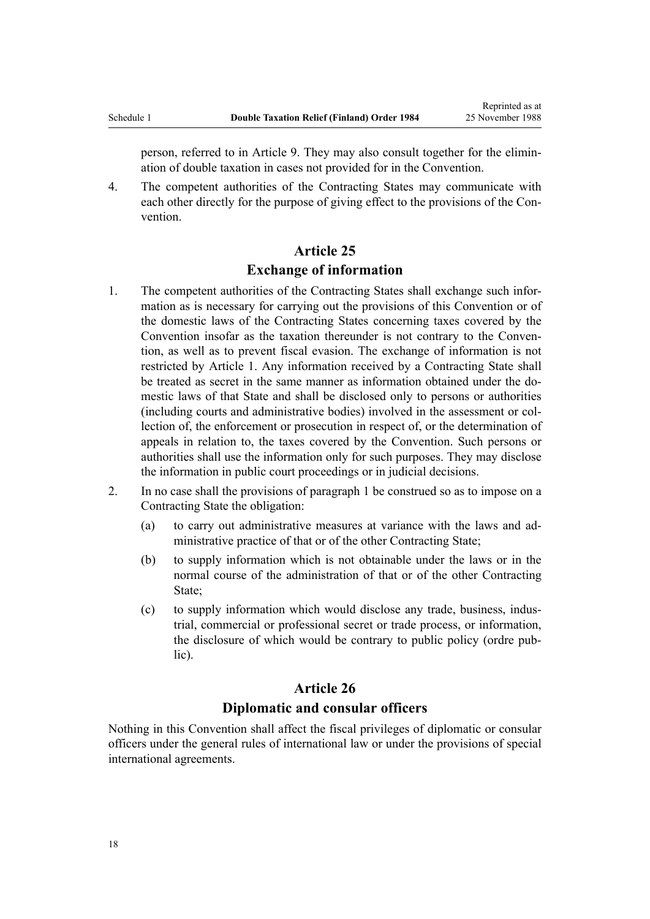person, referred to in Article 9. They may also consult together for the elimination of double taxation in cases not provided for in the Convention.

4. The competent authorities of the Contracting States may communicate with each other directly for the purpose of giving effect to the provisions of the Convention.

## Article 25
## Exchange of information

1. The competent authorities of the Contracting States shall exchange such information as is necessary for carrying out the provisions of this Convention or of the domestic laws of the Contracting States concerning taxes covered by the Convention insofar as the taxation thereunder is not contrary to the Convention, as well as to prevent fiscal evasion. The exchange of information is not restricted by Article 1. Any information received by a Contracting State shall be treated as secret in the same manner as information obtained under the domestic laws of that State and shall be disclosed only to persons or authorities (including courts and administrative bodies) involved in the assessment or collection of, the enforcement or prosecution in respect of, or the determination of appeals in relation to, the taxes covered by the Convention. Such persons or authorities shall use the information only for such purposes. They may disclose the information in public court proceedings or in judicial decisions.

2. In no case shall the provisions of paragraph 1 be construed so as to impose on a Contracting State the obligation:
   (a) to carry out administrative measures at variance with the laws and administrative practice of that or of the other Contracting State;
   (b) to supply information which is not obtainable under the laws or in the normal course of the administration of that or of the other Contracting State;
   (c) to supply information which would disclose any trade, business, industrial, commercial or professional secret or trade process, or information, the disclosure of which would be contrary to public policy (ordre public).

## Article 26
## Diplomatic and consular officers

Nothing in this Convention shall affect the fiscal privileges of diplomatic or consular officers under the general rules of international law or under the provisions of special international agreements.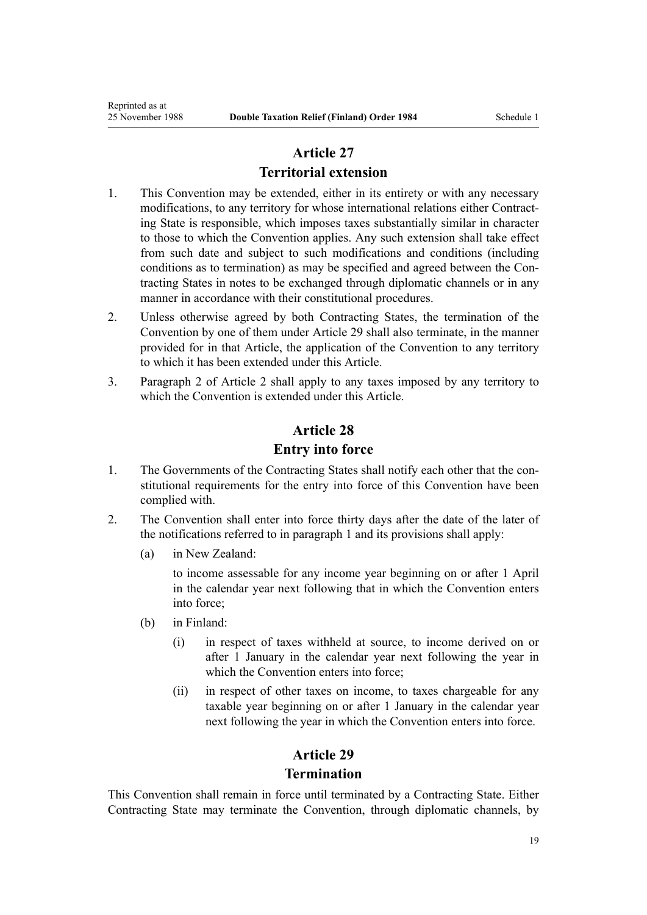## Article 27

## Territorial extension

1. This Convention may be extended, either in its entirety or with any necessary modifications, to any territory for whose international relations either Contracting State is responsible, which imposes taxes substantially similar in character to those to which the Convention applies. Any such extension shall take effect from such date and subject to such modifications and conditions (including conditions as to termination) as may be specified and agreed between the Contracting States in notes to be exchanged through diplomatic channels or in any manner in accordance with their constitutional procedures.
2. Unless otherwise agreed by both Contracting States, the termination of the Convention by one of them under Article 29 shall also terminate, in the manner provided for in that Article, the application of the Convention to any territory to which it has been extended under this Article.
3. Paragraph 2 of Article 2 shall apply to any taxes imposed by any territory to which the Convention is extended under this Article.

## Article 28

## Entry into force

1. The Governments of the Contracting States shall notify each other that the constitutional requirements for the entry into force of this Convention have been complied with.
2. The Convention shall enter into force thirty days after the date of the later of the notifications referred to in paragraph 1 and its provisions shall apply:
   (a) in New Zealand:

       to income assessable for any income year beginning on or after 1 April in the calendar year next following that in which the Convention enters into force;

   (b) in Finland:
       (i) in respect of taxes withheld at source, to income derived on or after 1 January in the calendar year next following the year in which the Convention enters into force;
       (ii) in respect of other taxes on income, to taxes chargeable for any taxable year beginning on or after 1 January in the calendar year next following the year in which the Convention enters into force.

## Article 29

## Termination

This Convention shall remain in force until terminated by a Contracting State. Either Contracting State may terminate the Convention, through diplomatic channels, by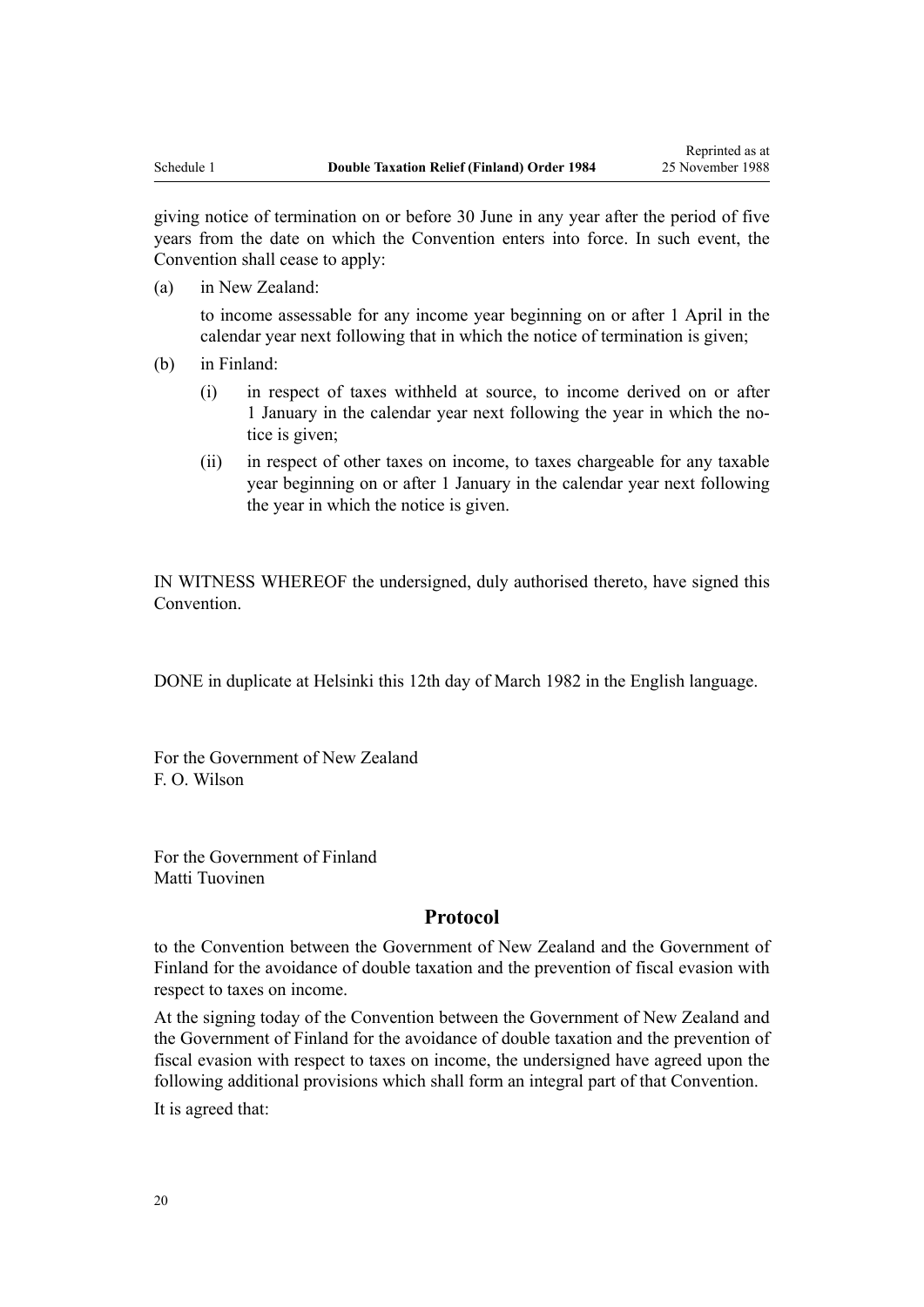giving notice of termination on or before 30 June in any year after the period of five years from the date on which the Convention enters into force. In such event, the Convention shall cease to apply:

(a) in New Zealand:

to income assessable for any income year beginning on or after 1 April in the calendar year next following that in which the notice of termination is given;

(b) in Finland:

(i) in respect of taxes withheld at source, to income derived on or after 1 January in the calendar year next following the year in which the notice is given;

(ii) in respect of other taxes on income, to taxes chargeable for any taxable year beginning on or after 1 January in the calendar year next following the year in which the notice is given.

IN WITNESS WHEREOF the undersigned, duly authorised thereto, have signed this Convention.

DONE in duplicate at Helsinki this 12th day of March 1982 in the English language.

For the Government of New Zealand
F. O. Wilson

For the Government of Finland
Matti Tuovinen

## Protocol

to the Convention between the Government of New Zealand and the Government of Finland for the avoidance of double taxation and the prevention of fiscal evasion with respect to taxes on income.

At the signing today of the Convention between the Government of New Zealand and the Government of Finland for the avoidance of double taxation and the prevention of fiscal evasion with respect to taxes on income, the undersigned have agreed upon the following additional provisions which shall form an integral part of that Convention.

It is agreed that: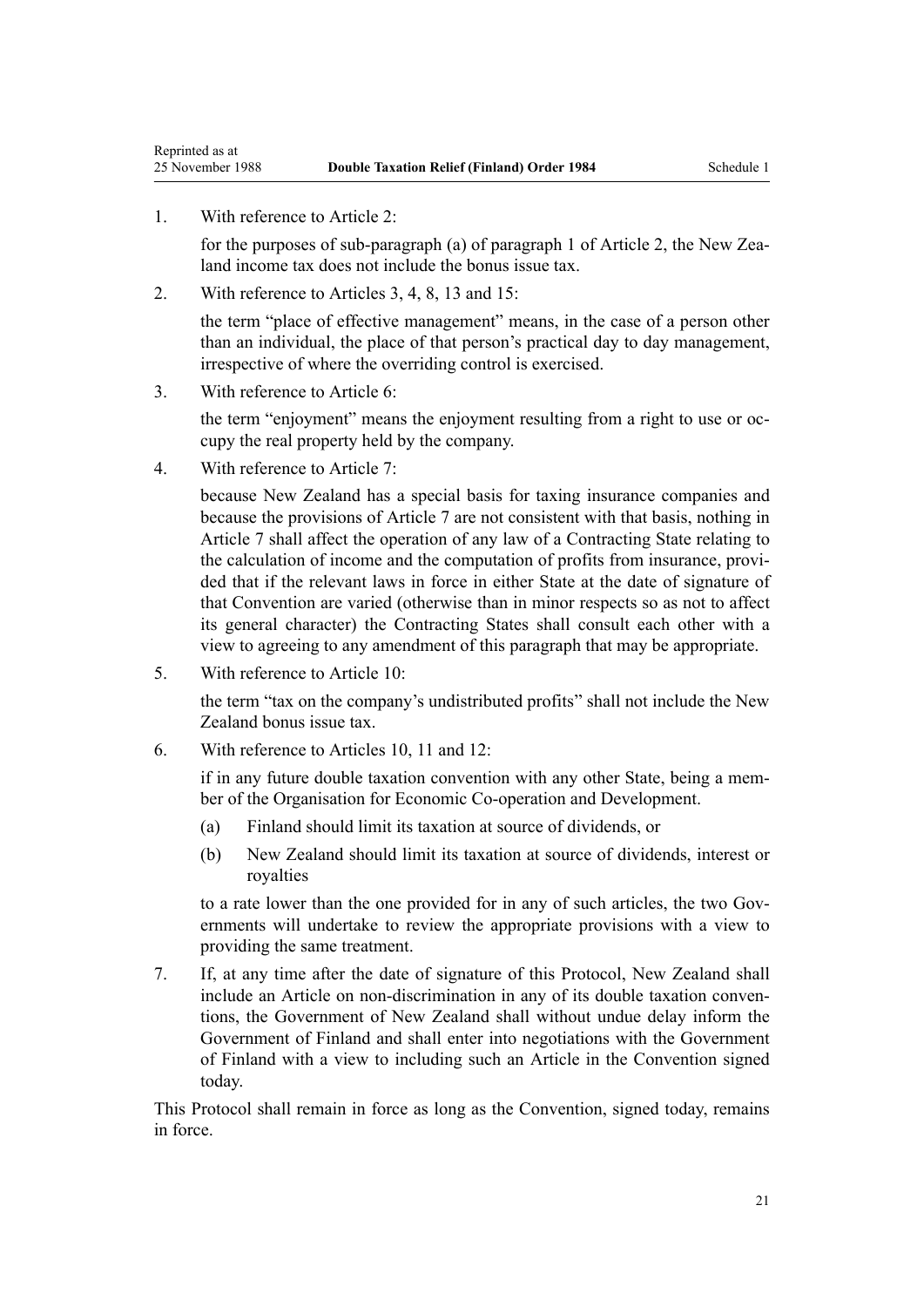1. With reference to Article 2:

   for the purposes of sub-paragraph (a) of paragraph 1 of Article 2, the New Zealand income tax does not include the bonus issue tax.

2. With reference to Articles 3, 4, 8, 13 and 15:

   the term "place of effective management" means, in the case of a person other than an individual, the place of that person's practical day to day management, irrespective of where the overriding control is exercised.

3. With reference to Article 6:

   the term "enjoyment" means the enjoyment resulting from a right to use or occupy the real property held by the company.

4. With reference to Article 7:

   because New Zealand has a special basis for taxing insurance companies and because the provisions of Article 7 are not consistent with that basis, nothing in Article 7 shall affect the operation of any law of a Contracting State relating to the calculation of income and the computation of profits from insurance, provided that if the relevant laws in force in either State at the date of signature of that Convention are varied (otherwise than in minor respects so as not to affect its general character) the Contracting States shall consult each other with a view to agreeing to any amendment of this paragraph that may be appropriate.

5. With reference to Article 10:

   the term "tax on the company's undistributed profits" shall not include the New Zealand bonus issue tax.

6. With reference to Articles 10, 11 and 12:

   if in any future double taxation convention with any other State, being a member of the Organisation for Economic Co-operation and Development.

   (a) Finland should limit its taxation at source of dividends, or

   (b) New Zealand should limit its taxation at source of dividends, interest or royalties

   to a rate lower than the one provided for in any of such articles, the two Governments will undertake to review the appropriate provisions with a view to providing the same treatment.

7. If, at any time after the date of signature of this Protocol, New Zealand shall include an Article on non-discrimination in any of its double taxation conventions, the Government of New Zealand shall without undue delay inform the Government of Finland and shall enter into negotiations with the Government of Finland with a view to including such an Article in the Convention signed today.

This Protocol shall remain in force as long as the Convention, signed today, remains in force.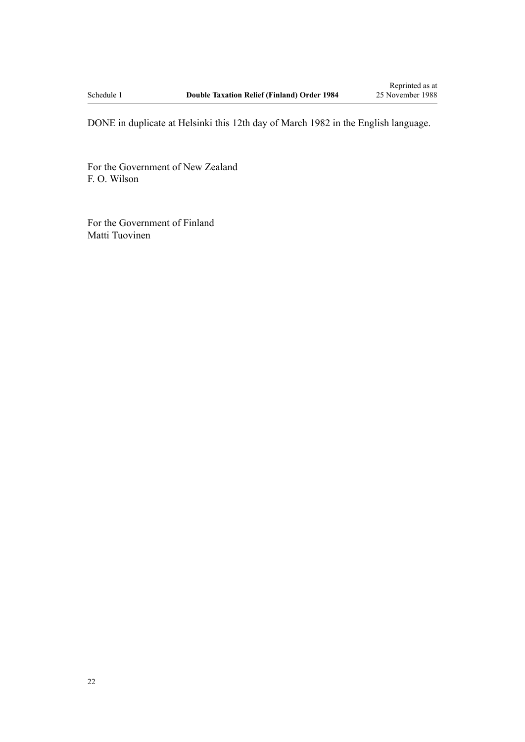DONE in duplicate at Helsinki this 12th day of March 1982 in the English language.

For the Government of New Zealand
F. O. Wilson

For the Government of Finland
Matti Tuovinen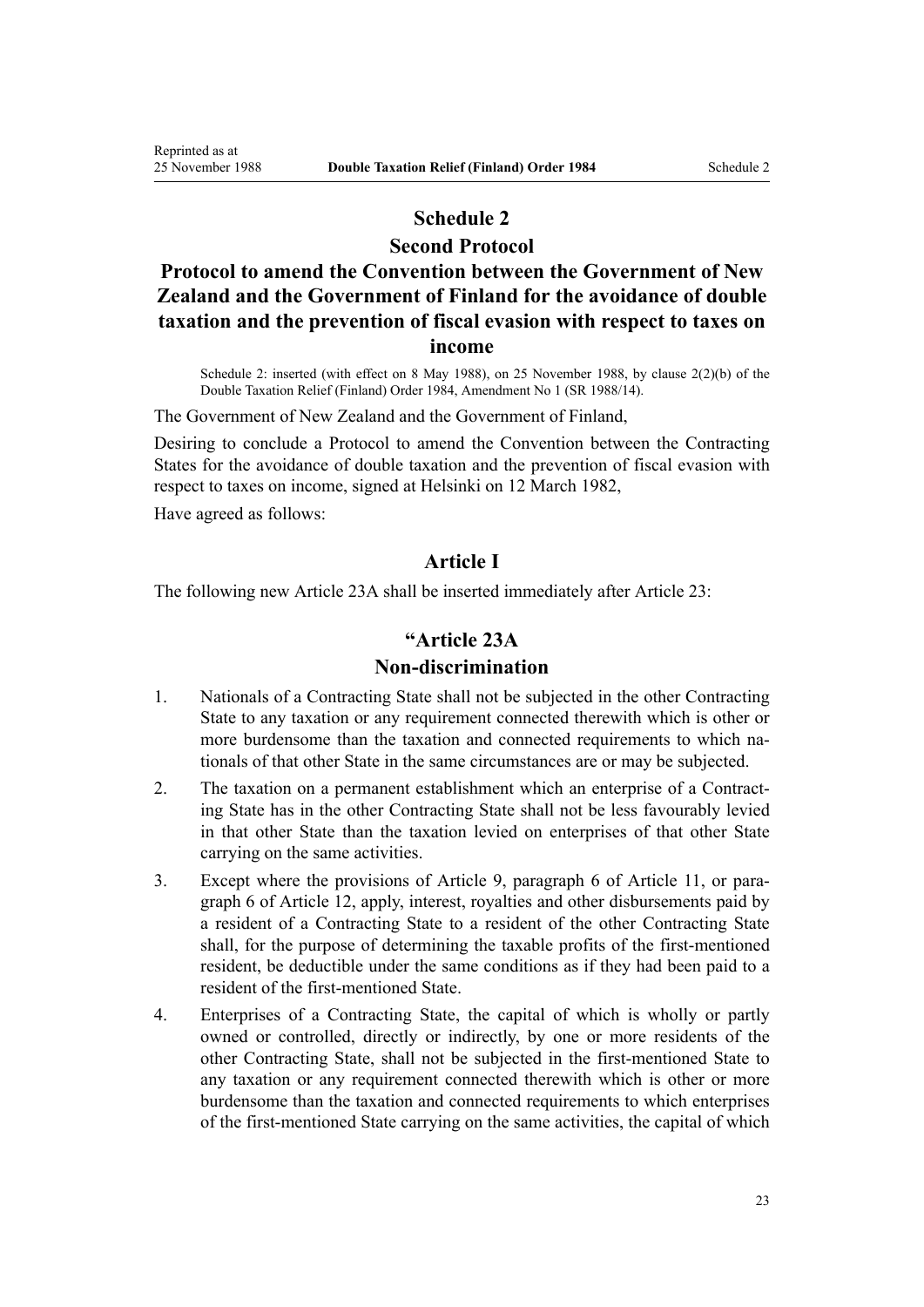# Schedule 2

## Second Protocol

## Protocol to amend the Convention between the Government of New Zealand and the Government of Finland for the avoidance of double taxation and the prevention of fiscal evasion with respect to taxes on income

Schedule 2: inserted (with effect on 8 May 1988), on 25 November 1988, by clause 2(2)(b) of the Double Taxation Relief (Finland) Order 1984, Amendment No 1 (SR 1988/14).

The Government of New Zealand and the Government of Finland,

Desiring to conclude a Protocol to amend the Convention between the Contracting States for the avoidance of double taxation and the prevention of fiscal evasion with respect to taxes on income, signed at Helsinki on 12 March 1982,

Have agreed as follows:

### Article I

The following new Article 23A shall be inserted immediately after Article 23:

### "Article 23A
### Non-discrimination

1. Nationals of a Contracting State shall not be subjected in the other Contracting State to any taxation or any requirement connected therewith which is other or more burdensome than the taxation and connected requirements to which nationals of that other State in the same circumstances are or may be subjected.
2. The taxation on a permanent establishment which an enterprise of a Contracting State has in the other Contracting State shall not be less favourably levied in that other State than the taxation levied on enterprises of that other State carrying on the same activities.
3. Except where the provisions of Article 9, paragraph 6 of Article 11, or paragraph 6 of Article 12, apply, interest, royalties and other disbursements paid by a resident of a Contracting State to a resident of the other Contracting State shall, for the purpose of determining the taxable profits of the first-mentioned resident, be deductible under the same conditions as if they had been paid to a resident of the first-mentioned State.
4. Enterprises of a Contracting State, the capital of which is wholly or partly owned or controlled, directly or indirectly, by one or more residents of the other Contracting State, shall not be subjected in the first-mentioned State to any taxation or any requirement connected therewith which is other or more burdensome than the taxation and connected requirements to which enterprises of the first-mentioned State carrying on the same activities, the capital of which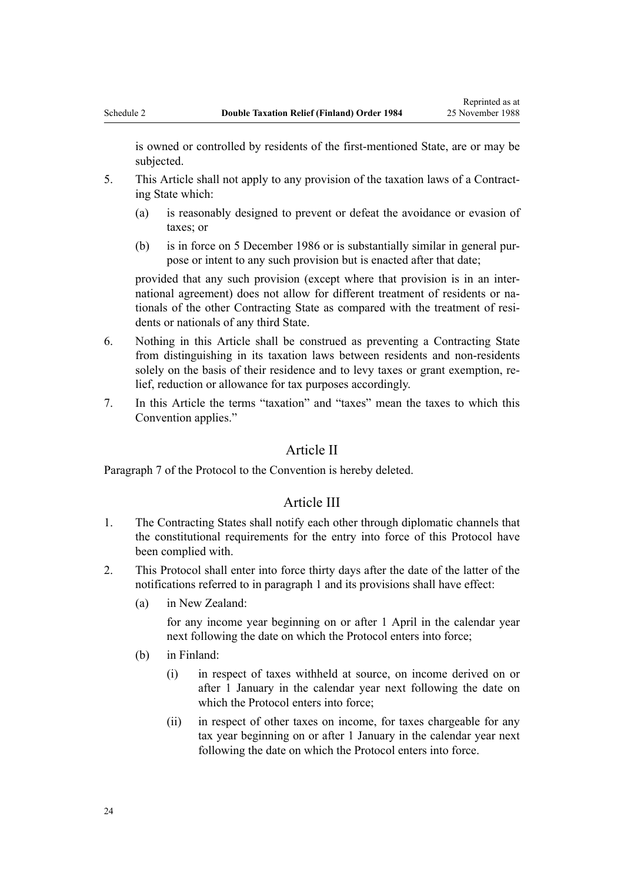is owned or controlled by residents of the first-mentioned State, are or may be subjected.

5. This Article shall not apply to any provision of the taxation laws of a Contracting State which:
   (a) is reasonably designed to prevent or defeat the avoidance or evasion of taxes; or
   (b) is in force on 5 December 1986 or is substantially similar in general purpose or intent to any such provision but is enacted after that date;

   provided that any such provision (except where that provision is in an international agreement) does not allow for different treatment of residents or nationals of the other Contracting State as compared with the treatment of residents or nationals of any third State.

6. Nothing in this Article shall be construed as preventing a Contracting State from distinguishing in its taxation laws between residents and non-residents solely on the basis of their residence and to levy taxes or grant exemption, relief, reduction or allowance for tax purposes accordingly.

7. In this Article the terms "taxation" and "taxes" mean the taxes to which this Convention applies."

## Article II

Paragraph 7 of the Protocol to the Convention is hereby deleted.

## Article III

1. The Contracting States shall notify each other through diplomatic channels that the constitutional requirements for the entry into force of this Protocol have been complied with.

2. This Protocol shall enter into force thirty days after the date of the latter of the notifications referred to in paragraph 1 and its provisions shall have effect:
   (a) in New Zealand:

       for any income year beginning on or after 1 April in the calendar year next following the date on which the Protocol enters into force;
   (b) in Finland:
       (i) in respect of taxes withheld at source, on income derived on or after 1 January in the calendar year next following the date on which the Protocol enters into force;
       (ii) in respect of other taxes on income, for taxes chargeable for any tax year beginning on or after 1 January in the calendar year next following the date on which the Protocol enters into force.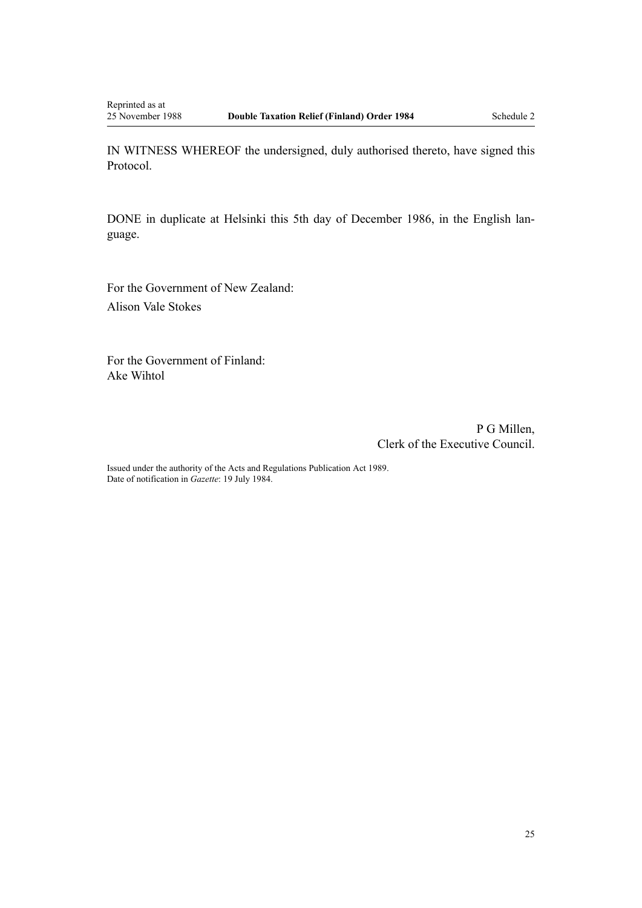IN WITNESS WHEREOF the undersigned, duly authorised thereto, have signed this Protocol.

DONE in duplicate at Helsinki this 5th day of December 1986, in the English language.

For the Government of New Zealand:
Alison Vale Stokes

For the Government of Finland:
Ake Wihtol

P G Millen,
Clerk of the Executive Council.

Issued under the authority of the Acts and Regulations Publication Act 1989.
Date of notification in *Gazette*: 19 July 1984.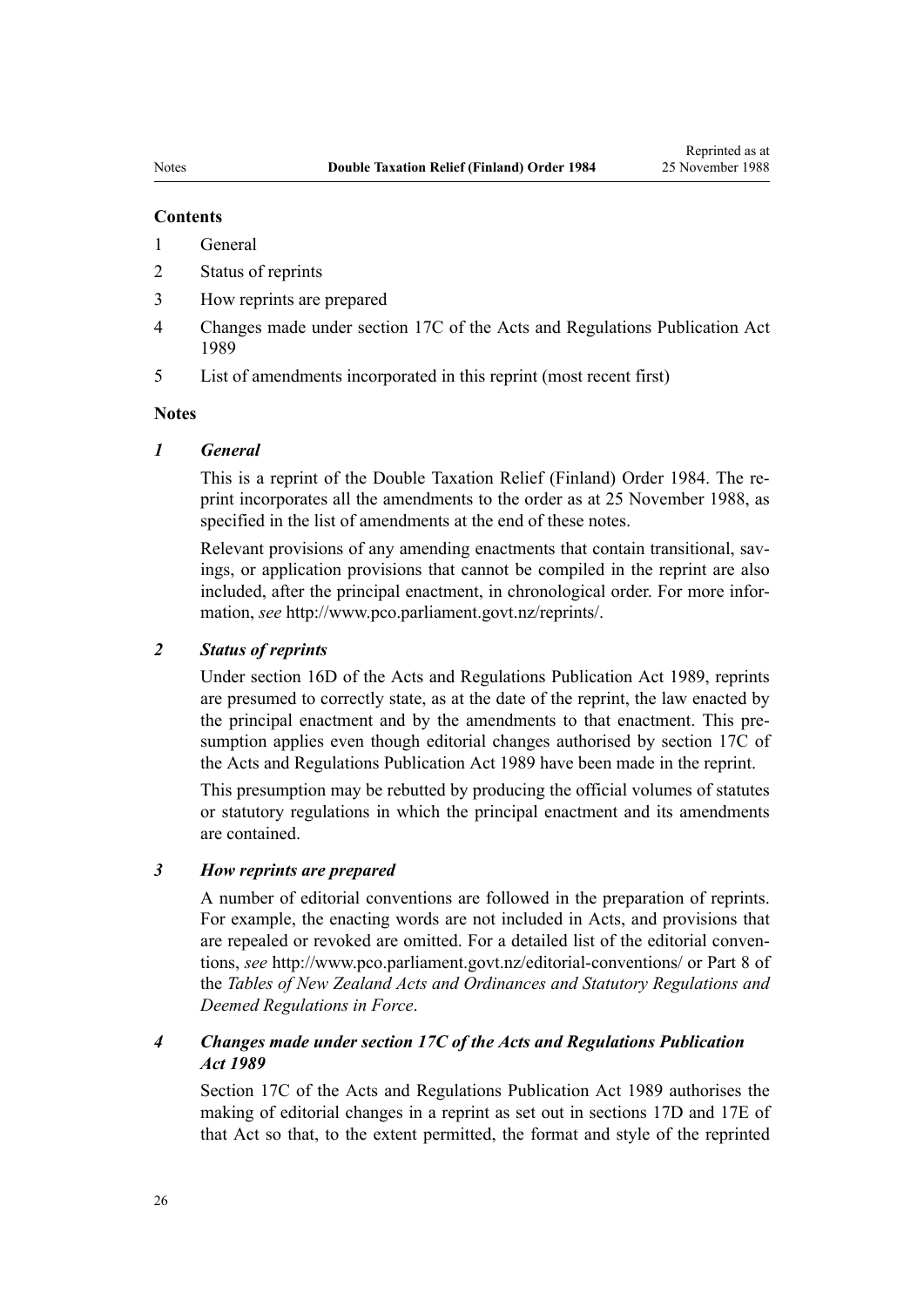### Contents

1 General

2 Status of reprints

3 How reprints are prepared

4 Changes made under section 17C of the Acts and Regulations Publication Act 1989

5 List of amendments incorporated in this reprint (most recent first)

### Notes

#### *1 General*

This is a reprint of the Double Taxation Relief (Finland) Order 1984. The reprint incorporates all the amendments to the order as at 25 November 1988, as specified in the list of amendments at the end of these notes.

Relevant provisions of any amending enactments that contain transitional, savings, or application provisions that cannot be compiled in the reprint are also included, after the principal enactment, in chronological order. For more information, *see* http://www.pco.parliament.govt.nz/reprints/.

#### *2 Status of reprints*

Under section 16D of the Acts and Regulations Publication Act 1989, reprints are presumed to correctly state, as at the date of the reprint, the law enacted by the principal enactment and by the amendments to that enactment. This presumption applies even though editorial changes authorised by section 17C of the Acts and Regulations Publication Act 1989 have been made in the reprint.

This presumption may be rebutted by producing the official volumes of statutes or statutory regulations in which the principal enactment and its amendments are contained.

#### *3 How reprints are prepared*

A number of editorial conventions are followed in the preparation of reprints. For example, the enacting words are not included in Acts, and provisions that are repealed or revoked are omitted. For a detailed list of the editorial conventions, *see* http://www.pco.parliament.govt.nz/editorial-conventions/ or Part 8 of the *Tables of New Zealand Acts and Ordinances and Statutory Regulations and Deemed Regulations in Force*.

#### *4 Changes made under section 17C of the Acts and Regulations Publication Act 1989*

Section 17C of the Acts and Regulations Publication Act 1989 authorises the making of editorial changes in a reprint as set out in sections 17D and 17E of that Act so that, to the extent permitted, the format and style of the reprinted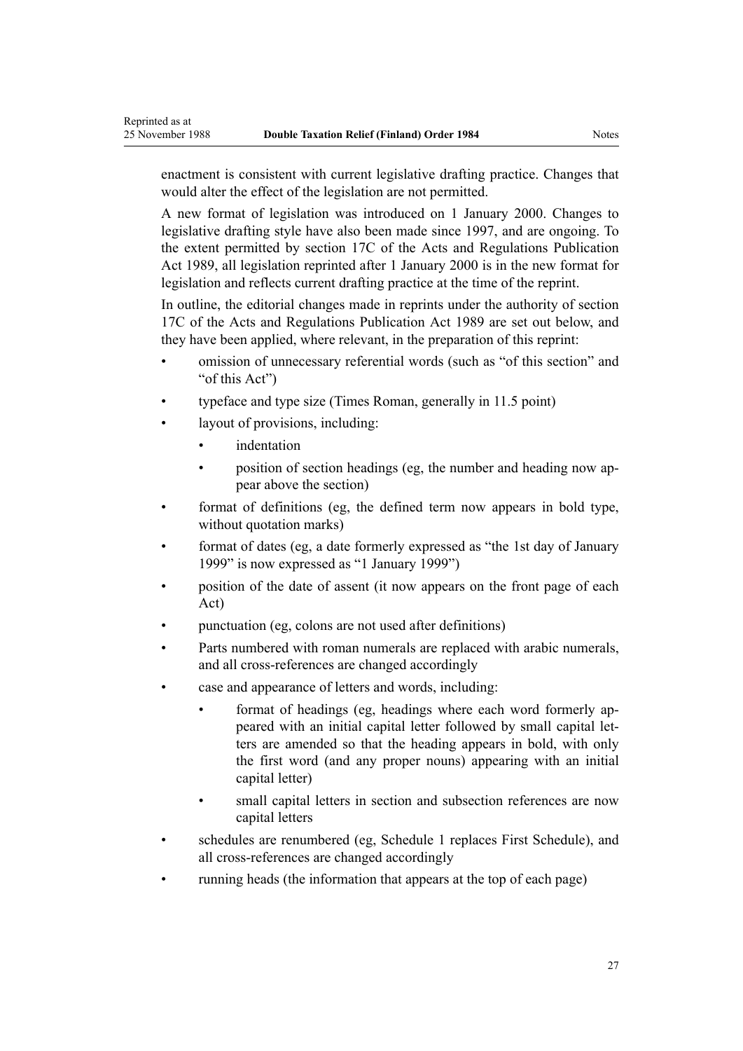enactment is consistent with current legislative drafting practice. Changes that would alter the effect of the legislation are not permitted.

A new format of legislation was introduced on 1 January 2000. Changes to legislative drafting style have also been made since 1997, and are ongoing. To the extent permitted by section 17C of the Acts and Regulations Publication Act 1989, all legislation reprinted after 1 January 2000 is in the new format for legislation and reflects current drafting practice at the time of the reprint.

In outline, the editorial changes made in reprints under the authority of section 17C of the Acts and Regulations Publication Act 1989 are set out below, and they have been applied, where relevant, in the preparation of this reprint:

- omission of unnecessary referential words (such as "of this section" and "of this Act")
- typeface and type size (Times Roman, generally in 11.5 point)
- layout of provisions, including:
  - indentation
  - position of section headings (eg, the number and heading now appear above the section)
- format of definitions (eg, the defined term now appears in bold type, without quotation marks)
- format of dates (eg, a date formerly expressed as "the 1st day of January 1999" is now expressed as "1 January 1999")
- position of the date of assent (it now appears on the front page of each Act)
- punctuation (eg, colons are not used after definitions)
- Parts numbered with roman numerals are replaced with arabic numerals, and all cross-references are changed accordingly
- case and appearance of letters and words, including:
  - format of headings (eg, headings where each word formerly appeared with an initial capital letter followed by small capital letters are amended so that the heading appears in bold, with only the first word (and any proper nouns) appearing with an initial capital letter)
  - small capital letters in section and subsection references are now capital letters
- schedules are renumbered (eg, Schedule 1 replaces First Schedule), and all cross-references are changed accordingly
- running heads (the information that appears at the top of each page)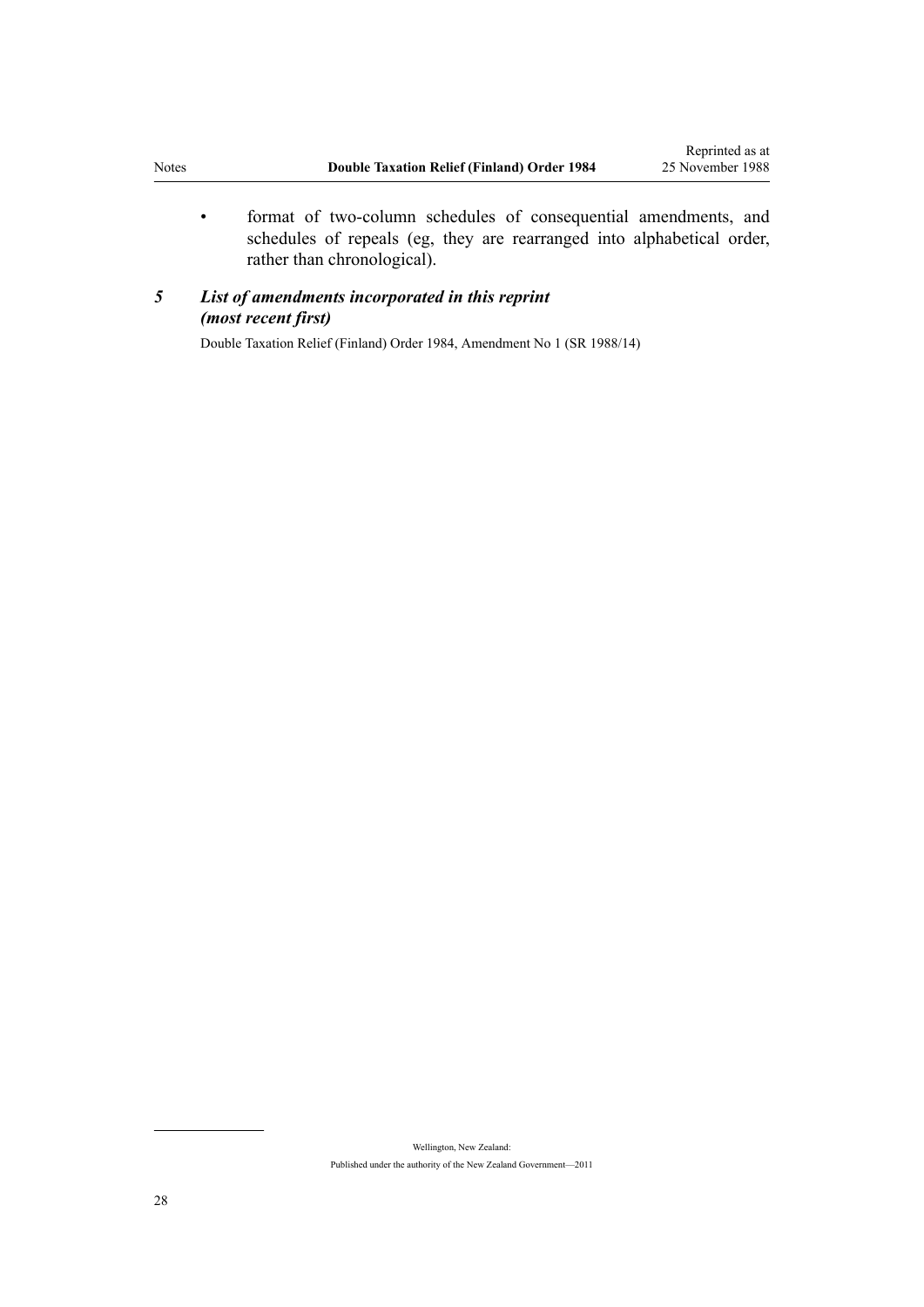- format of two-column schedules of consequential amendments, and schedules of repeals (eg, they are rearranged into alphabetical order, rather than chronological).

### *5 List of amendments incorporated in this reprint (most recent first)*

Double Taxation Relief (Finland) Order 1984, Amendment No 1 (SR 1988/14)

Wellington, New Zealand:

Published under the authority of the New Zealand Government—2011